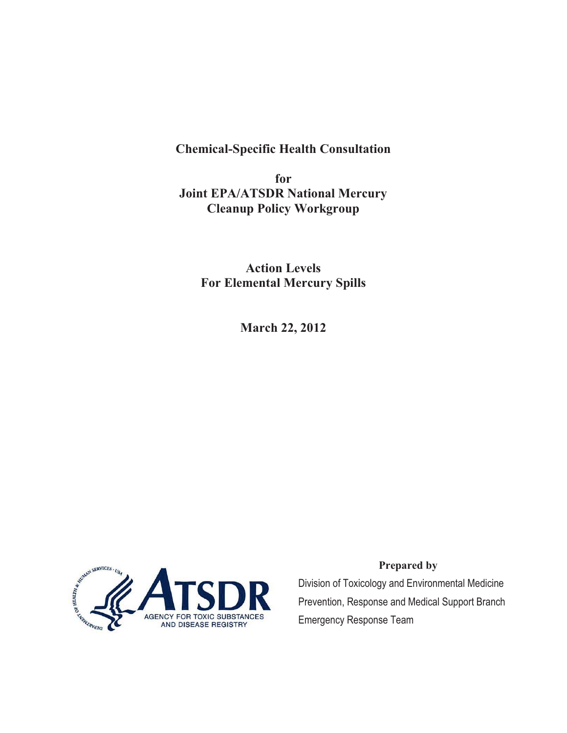# Chemical-Specific Health Consultation

**for**
**Joint EPA/ATSDR National Mercury Cleanup Policy Workgroup**

## Action Levels For Elemental Mercury Spills

**March 22, 2012**

ATSDR
AGENCY FOR TOXIC SUBSTANCES AND DISEASE REGISTRY

**Prepared by**

Division of Toxicology and Environmental Medicine
Prevention, Response and Medical Support Branch
Emergency Response Team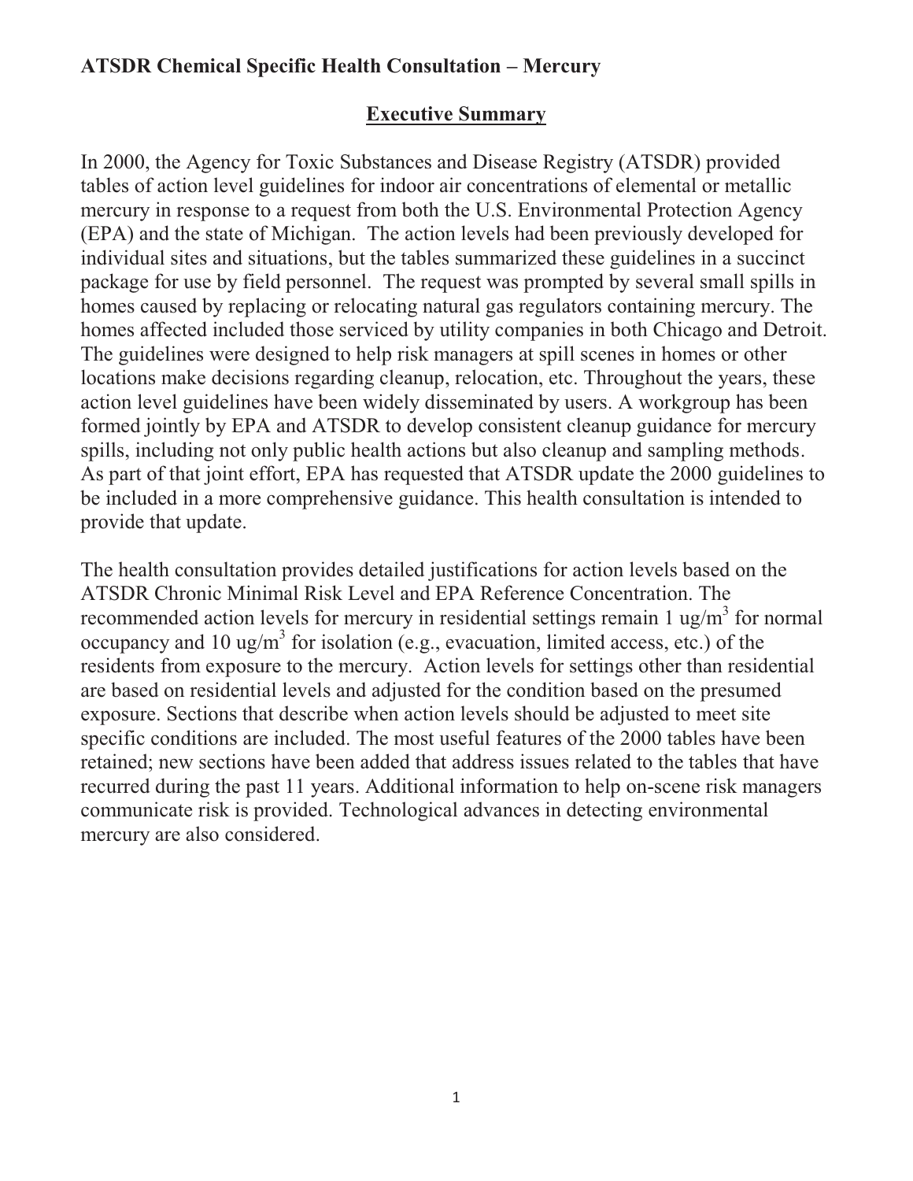**ATSDR Chemical Specific Health Consultation – Mercury**

## Executive Summary

In 2000, the Agency for Toxic Substances and Disease Registry (ATSDR) provided tables of action level guidelines for indoor air concentrations of elemental or metallic mercury in response to a request from both the U.S. Environmental Protection Agency (EPA) and the state of Michigan. The action levels had been previously developed for individual sites and situations, but the tables summarized these guidelines in a succinct package for use by field personnel. The request was prompted by several small spills in homes caused by replacing or relocating natural gas regulators containing mercury. The homes affected included those serviced by utility companies in both Chicago and Detroit. The guidelines were designed to help risk managers at spill scenes in homes or other locations make decisions regarding cleanup, relocation, etc. Throughout the years, these action level guidelines have been widely disseminated by users. A workgroup has been formed jointly by EPA and ATSDR to develop consistent cleanup guidance for mercury spills, including not only public health actions but also cleanup and sampling methods. As part of that joint effort, EPA has requested that ATSDR update the 2000 guidelines to be included in a more comprehensive guidance. This health consultation is intended to provide that update.

The health consultation provides detailed justifications for action levels based on the ATSDR Chronic Minimal Risk Level and EPA Reference Concentration. The recommended action levels for mercury in residential settings remain 1 $ug/m^3$ for normal occupancy and 10 $ug/m^3$ for isolation (e.g., evacuation, limited access, etc.) of the residents from exposure to the mercury. Action levels for settings other than residential are based on residential levels and adjusted for the condition based on the presumed exposure. Sections that describe when action levels should be adjusted to meet site specific conditions are included. The most useful features of the 2000 tables have been retained; new sections have been added that address issues related to the tables that have recurred during the past 11 years. Additional information to help on-scene risk managers communicate risk is provided. Technological advances in detecting environmental mercury are also considered.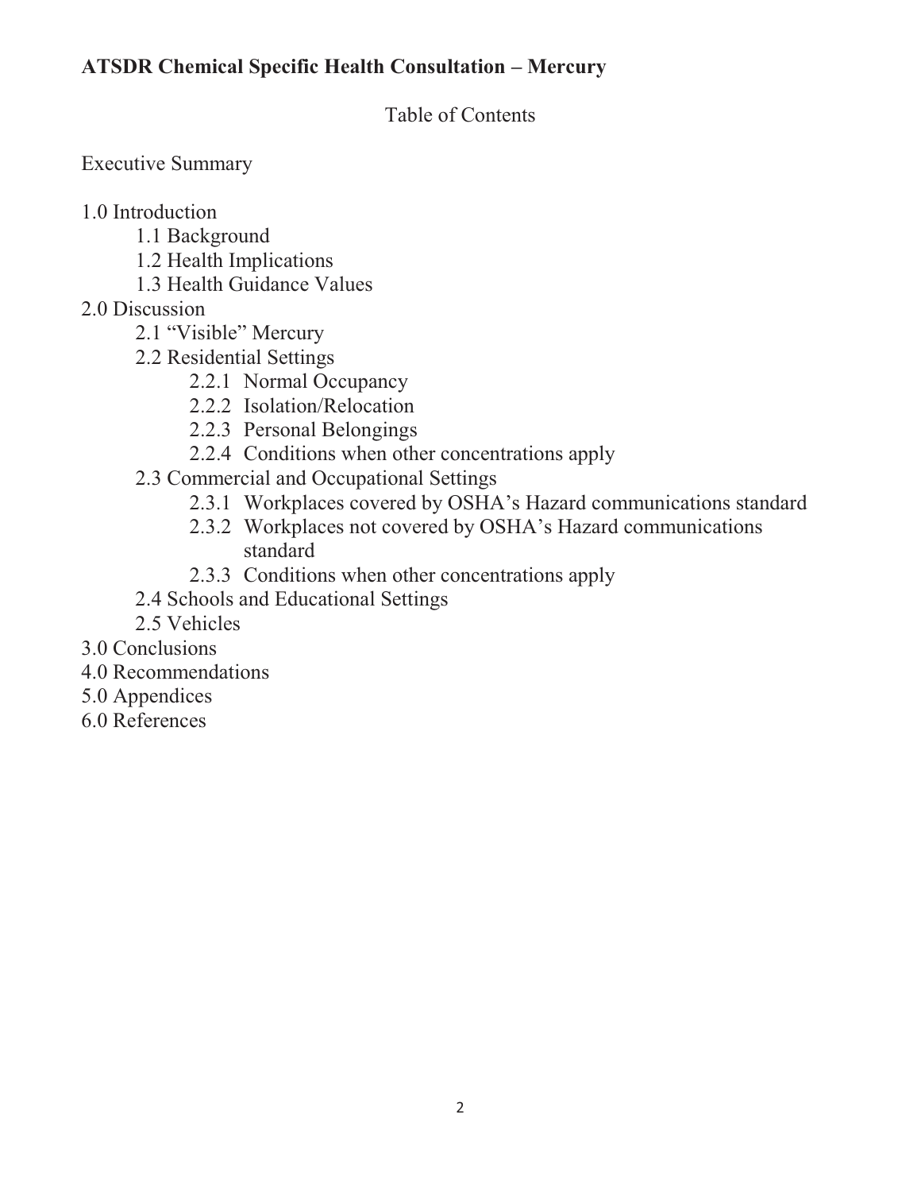**ATSDR Chemical Specific Health Consultation – Mercury**

Table of Contents

Executive Summary

1.0 Introduction
- 1.1 Background
- 1.2 Health Implications
- 1.3 Health Guidance Values

2.0 Discussion
- 2.1 "Visible" Mercury
- 2.2 Residential Settings
  - 2.2.1 Normal Occupancy
  - 2.2.2 Isolation/Relocation
  - 2.2.3 Personal Belongings
  - 2.2.4 Conditions when other concentrations apply
- 2.3 Commercial and Occupational Settings
  - 2.3.1 Workplaces covered by OSHA's Hazard communications standard
  - 2.3.2 Workplaces not covered by OSHA's Hazard communications standard
  - 2.3.3 Conditions when other concentrations apply
- 2.4 Schools and Educational Settings
- 2.5 Vehicles

3.0 Conclusions

4.0 Recommendations

5.0 Appendices

6.0 References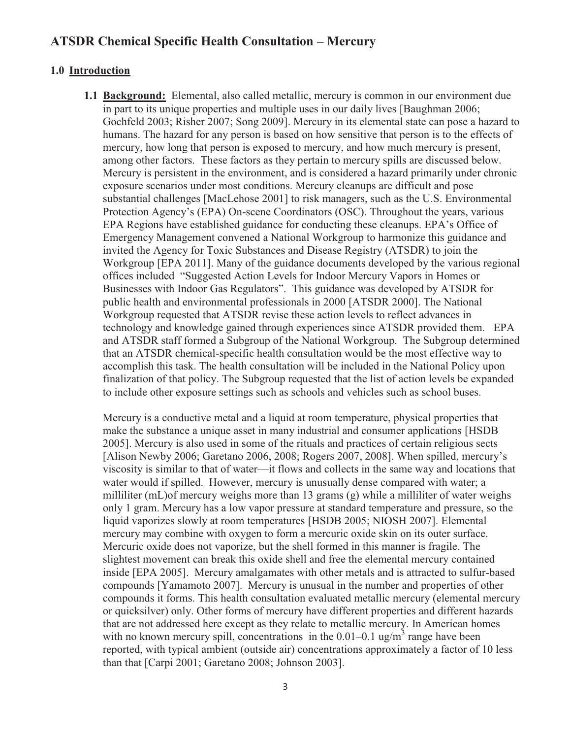## ATSDR Chemical Specific Health Consultation – Mercury

### 1.0 Introduction

**1.1 Background:** Elemental, also called metallic, mercury is common in our environment due in part to its unique properties and multiple uses in our daily lives [Baughman 2006; Gochfeld 2003; Risher 2007; Song 2009]. Mercury in its elemental state can pose a hazard to humans. The hazard for any person is based on how sensitive that person is to the effects of mercury, how long that person is exposed to mercury, and how much mercury is present, among other factors. These factors as they pertain to mercury spills are discussed below. Mercury is persistent in the environment, and is considered a hazard primarily under chronic exposure scenarios under most conditions. Mercury cleanups are difficult and pose substantial challenges [MacLehose 2001] to risk managers, such as the U.S. Environmental Protection Agency's (EPA) On-scene Coordinators (OSC). Throughout the years, various EPA Regions have established guidance for conducting these cleanups. EPA's Office of Emergency Management convened a National Workgroup to harmonize this guidance and invited the Agency for Toxic Substances and Disease Registry (ATSDR) to join the Workgroup [EPA 2011]. Many of the guidance documents developed by the various regional offices included "Suggested Action Levels for Indoor Mercury Vapors in Homes or Businesses with Indoor Gas Regulators". This guidance was developed by ATSDR for public health and environmental professionals in 2000 [ATSDR 2000]. The National Workgroup requested that ATSDR revise these action levels to reflect advances in technology and knowledge gained through experiences since ATSDR provided them. EPA and ATSDR staff formed a Subgroup of the National Workgroup. The Subgroup determined that an ATSDR chemical-specific health consultation would be the most effective way to accomplish this task. The health consultation will be included in the National Policy upon finalization of that policy. The Subgroup requested that the list of action levels be expanded to include other exposure settings such as schools and vehicles such as school buses.

Mercury is a conductive metal and a liquid at room temperature, physical properties that make the substance a unique asset in many industrial and consumer applications [HSDB 2005]. Mercury is also used in some of the rituals and practices of certain religious sects [Alison Newby 2006; Garetano 2006, 2008; Rogers 2007, 2008]. When spilled, mercury's viscosity is similar to that of water—it flows and collects in the same way and locations that water would if spilled. However, mercury is unusually dense compared with water; a milliliter (mL)of mercury weighs more than 13 grams (g) while a milliliter of water weighs only 1 gram. Mercury has a low vapor pressure at standard temperature and pressure, so the liquid vaporizes slowly at room temperatures [HSDB 2005; NIOSH 2007]. Elemental mercury may combine with oxygen to form a mercuric oxide skin on its outer surface. Mercuric oxide does not vaporize, but the shell formed in this manner is fragile. The slightest movement can break this oxide shell and free the elemental mercury contained inside [EPA 2005]. Mercury amalgamates with other metals and is attracted to sulfur-based compounds [Yamamoto 2007]. Mercury is unusual in the number and properties of other compounds it forms. This health consultation evaluated metallic mercury (elemental mercury or quicksilver) only. Other forms of mercury have different properties and different hazards that are not addressed here except as they relate to metallic mercury. In American homes with no known mercury spill, concentrations in the 0.01–0.1 ug/m$^3$ range have been reported, with typical ambient (outside air) concentrations approximately a factor of 10 less than that [Carpi 2001; Garetano 2008; Johnson 2003].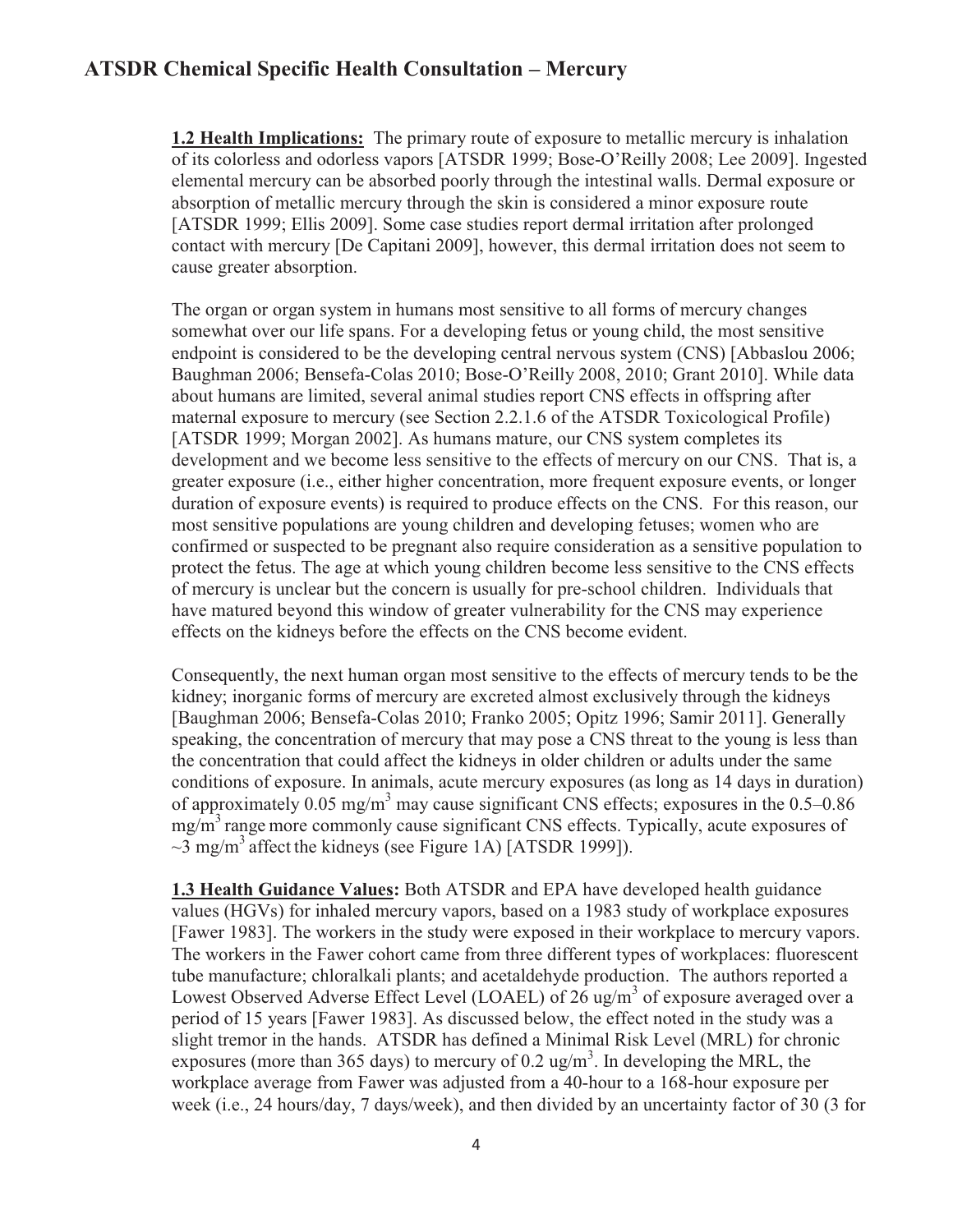**1.2 Health Implications:** The primary route of exposure to metallic mercury is inhalation of its colorless and odorless vapors [ATSDR 1999; Bose-O'Reilly 2008; Lee 2009]. Ingested elemental mercury can be absorbed poorly through the intestinal walls. Dermal exposure or absorption of metallic mercury through the skin is considered a minor exposure route [ATSDR 1999; Ellis 2009]. Some case studies report dermal irritation after prolonged contact with mercury [De Capitani 2009], however, this dermal irritation does not seem to cause greater absorption.

The organ or organ system in humans most sensitive to all forms of mercury changes somewhat over our life spans. For a developing fetus or young child, the most sensitive endpoint is considered to be the developing central nervous system (CNS) [Abbaslou 2006; Baughman 2006; Bensefa-Colas 2010; Bose-O'Reilly 2008, 2010; Grant 2010]. While data about humans are limited, several animal studies report CNS effects in offspring after maternal exposure to mercury (see Section 2.2.1.6 of the ATSDR Toxicological Profile) [ATSDR 1999; Morgan 2002]. As humans mature, our CNS system completes its development and we become less sensitive to the effects of mercury on our CNS. That is, a greater exposure (i.e., either higher concentration, more frequent exposure events, or longer duration of exposure events) is required to produce effects on the CNS. For this reason, our most sensitive populations are young children and developing fetuses; women who are confirmed or suspected to be pregnant also require consideration as a sensitive population to protect the fetus. The age at which young children become less sensitive to the CNS effects of mercury is unclear but the concern is usually for pre-school children. Individuals that have matured beyond this window of greater vulnerability for the CNS may experience effects on the kidneys before the effects on the CNS become evident.

Consequently, the next human organ most sensitive to the effects of mercury tends to be the kidney; inorganic forms of mercury are excreted almost exclusively through the kidneys [Baughman 2006; Bensefa-Colas 2010; Franko 2005; Opitz 1996; Samir 2011]. Generally speaking, the concentration of mercury that may pose a CNS threat to the young is less than the concentration that could affect the kidneys in older children or adults under the same conditions of exposure. In animals, acute mercury exposures (as long as 14 days in duration) of approximately 0.05 mg/m$^3$ may cause significant CNS effects; exposures in the 0.5–0.86 mg/m$^3$ range more commonly cause significant CNS effects. Typically, acute exposures of ~3 mg/m$^3$ affect the kidneys (see Figure 1A) [ATSDR 1999]).

**1.3 Health Guidance Values:** Both ATSDR and EPA have developed health guidance values (HGVs) for inhaled mercury vapors, based on a 1983 study of workplace exposures [Fawer 1983]. The workers in the study were exposed in their workplace to mercury vapors. The workers in the Fawer cohort came from three different types of workplaces: fluorescent tube manufacture; chloralkali plants; and acetaldehyde production. The authors reported a Lowest Observed Adverse Effect Level (LOAEL) of 26 ug/m$^3$ of exposure averaged over a period of 15 years [Fawer 1983]. As discussed below, the effect noted in the study was a slight tremor in the hands. ATSDR has defined a Minimal Risk Level (MRL) for chronic exposures (more than 365 days) to mercury of 0.2 ug/m$^3$. In developing the MRL, the workplace average from Fawer was adjusted from a 40-hour to a 168-hour exposure per week (i.e., 24 hours/day, 7 days/week), and then divided by an uncertainty factor of 30 (3 for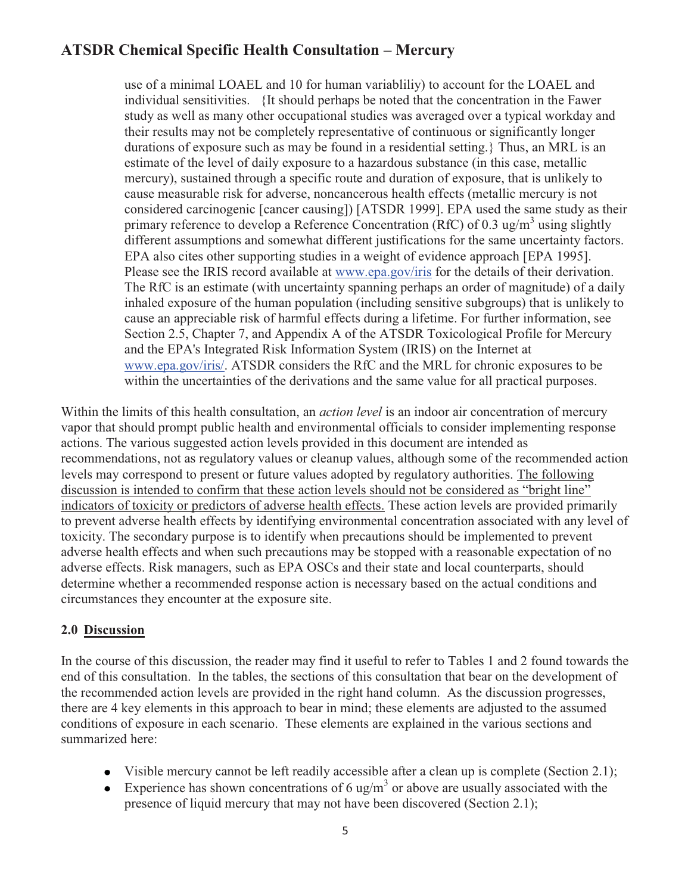use of a minimal LOAEL and 10 for human variablility) to account for the LOAEL and individual sensitivities. {It should perhaps be noted that the concentration in the Fawer study as well as many other occupational studies was averaged over a typical workday and their results may not be completely representative of continuous or significantly longer durations of exposure such as may be found in a residential setting.} Thus, an MRL is an estimate of the level of daily exposure to a hazardous substance (in this case, metallic mercury), sustained through a specific route and duration of exposure, that is unlikely to cause measurable risk for adverse, noncancerous health effects (metallic mercury is not considered carcinogenic [cancer causing]) [ATSDR 1999]. EPA used the same study as their primary reference to develop a Reference Concentration (RfC) of 0.3 ug/m$^3$ using slightly different assumptions and somewhat different justifications for the same uncertainty factors. EPA also cites other supporting studies in a weight of evidence approach [EPA 1995]. Please see the IRIS record available at www.epa.gov/iris for the details of their derivation. The RfC is an estimate (with uncertainty spanning perhaps an order of magnitude) of a daily inhaled exposure of the human population (including sensitive subgroups) that is unlikely to cause an appreciable risk of harmful effects during a lifetime. For further information, see Section 2.5, Chapter 7, and Appendix A of the ATSDR Toxicological Profile for Mercury and the EPA's Integrated Risk Information System (IRIS) on the Internet at www.epa.gov/iris/. ATSDR considers the RfC and the MRL for chronic exposures to be within the uncertainties of the derivations and the same value for all practical purposes.

Within the limits of this health consultation, an *action level* is an indoor air concentration of mercury vapor that should prompt public health and environmental officials to consider implementing response actions. The various suggested action levels provided in this document are intended as recommendations, not as regulatory values or cleanup values, although some of the recommended action levels may correspond to present or future values adopted by regulatory authorities. The following discussion is intended to confirm that these action levels should not be considered as "bright line" indicators of toxicity or predictors of adverse health effects. These action levels are provided primarily to prevent adverse health effects by identifying environmental concentration associated with any level of toxicity. The secondary purpose is to identify when precautions should be implemented to prevent adverse health effects and when such precautions may be stopped with a reasonable expectation of no adverse effects. Risk managers, such as EPA OSCs and their state and local counterparts, should determine whether a recommended response action is necessary based on the actual conditions and circumstances they encounter at the exposure site.

## 2.0 Discussion

In the course of this discussion, the reader may find it useful to refer to Tables 1 and 2 found towards the end of this consultation. In the tables, the sections of this consultation that bear on the development of the recommended action levels are provided in the right hand column. As the discussion progresses, there are 4 key elements in this approach to bear in mind; these elements are adjusted to the assumed conditions of exposure in each scenario. These elements are explained in the various sections and summarized here:

- Visible mercury cannot be left readily accessible after a clean up is complete (Section 2.1);
- Experience has shown concentrations of 6 ug/m$^3$ or above are usually associated with the presence of liquid mercury that may not have been discovered (Section 2.1);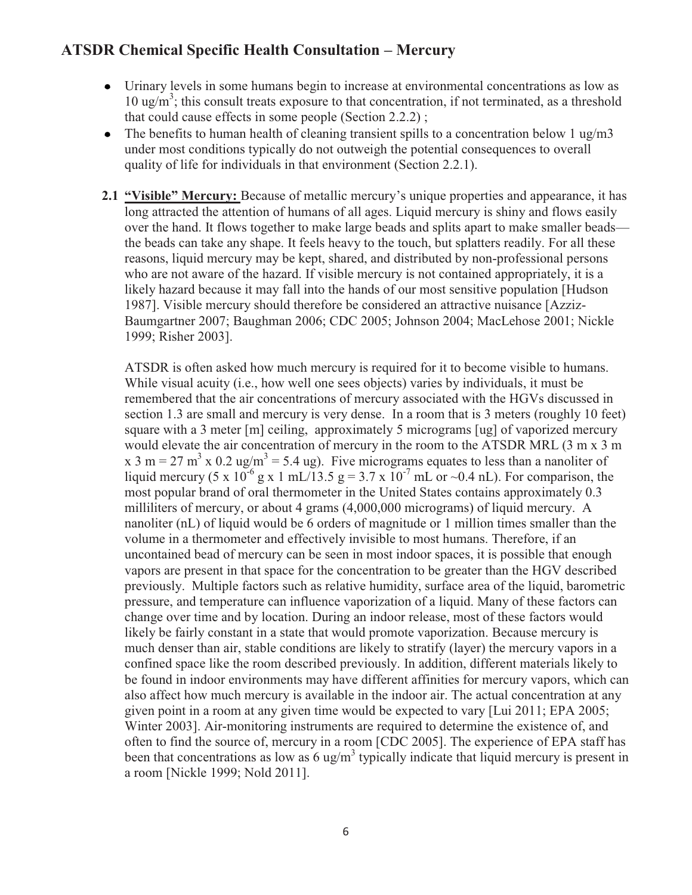- Urinary levels in some humans begin to increase at environmental concentrations as low as 10 $ug/m^3$; this consult treats exposure to that concentration, if not terminated, as a threshold that could cause effects in some people (Section 2.2.2) ;
- The benefits to human health of cleaning transient spills to a concentration below 1 ug/m3 under most conditions typically do not outweigh the potential consequences to overall quality of life for individuals in that environment (Section 2.2.1).

**2.1 "Visible" Mercury:** Because of metallic mercury's unique properties and appearance, it has long attracted the attention of humans of all ages. Liquid mercury is shiny and flows easily over the hand. It flows together to make large beads and splits apart to make smaller beads—the beads can take any shape. It feels heavy to the touch, but splatters readily. For all these reasons, liquid mercury may be kept, shared, and distributed by non-professional persons who are not aware of the hazard. If visible mercury is not contained appropriately, it is a likely hazard because it may fall into the hands of our most sensitive population [Hudson 1987]. Visible mercury should therefore be considered an attractive nuisance [Azziz-Baumgartner 2007; Baughman 2006; CDC 2005; Johnson 2004; MacLehose 2001; Nickle 1999; Risher 2003].

ATSDR is often asked how much mercury is required for it to become visible to humans. While visual acuity (i.e., how well one sees objects) varies by individuals, it must be remembered that the air concentrations of mercury associated with the HGVs discussed in section 1.3 are small and mercury is very dense. In a room that is 3 meters (roughly 10 feet) square with a 3 meter [m] ceiling, approximately 5 micrograms [ug] of vaporized mercury would elevate the air concentration of mercury in the room to the ATSDR MRL ($3 \text{ m} \times 3 \text{ m} \times 3 \text{ m} = 27 \text{ m}^3 \times 0.2 \text{ ug/m}^3 = 5.4 \text{ ug}$). Five micrograms equates to less than a nanoliter of liquid mercury ($5 \times 10^{-6} \text{ g} \times 1 \text{ mL}/13.5 \text{ g} = 3.7 \times 10^{-7} \text{ mL}$ or ~0.4 nL). For comparison, the most popular brand of oral thermometer in the United States contains approximately 0.3 milliliters of mercury, or about 4 grams (4,000,000 micrograms) of liquid mercury. A nanoliter (nL) of liquid would be 6 orders of magnitude or 1 million times smaller than the volume in a thermometer and effectively invisible to most humans. Therefore, if an uncontained bead of mercury can be seen in most indoor spaces, it is possible that enough vapors are present in that space for the concentration to be greater than the HGV described previously. Multiple factors such as relative humidity, surface area of the liquid, barometric pressure, and temperature can influence vaporization of a liquid. Many of these factors can change over time and by location. During an indoor release, most of these factors would likely be fairly constant in a state that would promote vaporization. Because mercury is much denser than air, stable conditions are likely to stratify (layer) the mercury vapors in a confined space like the room described previously. In addition, different materials likely to be found in indoor environments may have different affinities for mercury vapors, which can also affect how much mercury is available in the indoor air. The actual concentration at any given point in a room at any given time would be expected to vary [Lui 2011; EPA 2005; Winter 2003]. Air-monitoring instruments are required to determine the existence of, and often to find the source of, mercury in a room [CDC 2005]. The experience of EPA staff has been that concentrations as low as 6 $ug/m^3$ typically indicate that liquid mercury is present in a room [Nickle 1999; Nold 2011].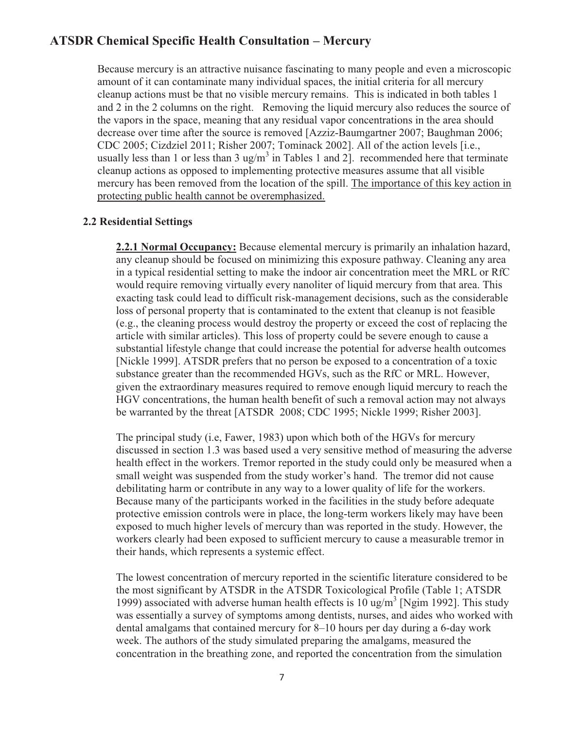Because mercury is an attractive nuisance fascinating to many people and even a microscopic amount of it can contaminate many individual spaces, the initial criteria for all mercury cleanup actions must be that no visible mercury remains. This is indicated in both tables 1 and 2 in the 2 columns on the right. Removing the liquid mercury also reduces the source of the vapors in the space, meaning that any residual vapor concentrations in the area should decrease over time after the source is removed [Azziz-Baumgartner 2007; Baughman 2006; CDC 2005; Cizdziel 2011; Risher 2007; Tominack 2002]. All of the action levels [i.e., usually less than 1 or less than 3 ug/m$^3$ in Tables 1 and 2]. recommended here that terminate cleanup actions as opposed to implementing protective measures assume that all visible mercury has been removed from the location of the spill. <u>The importance of this key action in protecting public health cannot be overemphasized.</u>

### 2.2 Residential Settings

**<u>2.2.1 Normal Occupancy:</u>** Because elemental mercury is primarily an inhalation hazard, any cleanup should be focused on minimizing this exposure pathway. Cleaning any area in a typical residential setting to make the indoor air concentration meet the MRL or RfC would require removing virtually every nanoliter of liquid mercury from that area. This exacting task could lead to difficult risk-management decisions, such as the considerable loss of personal property that is contaminated to the extent that cleanup is not feasible (e.g., the cleaning process would destroy the property or exceed the cost of replacing the article with similar articles). This loss of property could be severe enough to cause a substantial lifestyle change that could increase the potential for adverse health outcomes [Nickle 1999]. ATSDR prefers that no person be exposed to a concentration of a toxic substance greater than the recommended HGVs, such as the RfC or MRL. However, given the extraordinary measures required to remove enough liquid mercury to reach the HGV concentrations, the human health benefit of such a removal action may not always be warranted by the threat [ATSDR 2008; CDC 1995; Nickle 1999; Risher 2003].

The principal study (i.e, Fawer, 1983) upon which both of the HGVs for mercury discussed in section 1.3 was based used a very sensitive method of measuring the adverse health effect in the workers. Tremor reported in the study could only be measured when a small weight was suspended from the study worker's hand. The tremor did not cause debilitating harm or contribute in any way to a lower quality of life for the workers. Because many of the participants worked in the facilities in the study before adequate protective emission controls were in place, the long-term workers likely may have been exposed to much higher levels of mercury than was reported in the study. However, the workers clearly had been exposed to sufficient mercury to cause a measurable tremor in their hands, which represents a systemic effect.

The lowest concentration of mercury reported in the scientific literature considered to be the most significant by ATSDR in the ATSDR Toxicological Profile (Table 1; ATSDR 1999) associated with adverse human health effects is 10 ug/m$^3$ [Ngim 1992]. This study was essentially a survey of symptoms among dentists, nurses, and aides who worked with dental amalgams that contained mercury for 8–10 hours per day during a 6-day work week. The authors of the study simulated preparing the amalgams, measured the concentration in the breathing zone, and reported the concentration from the simulation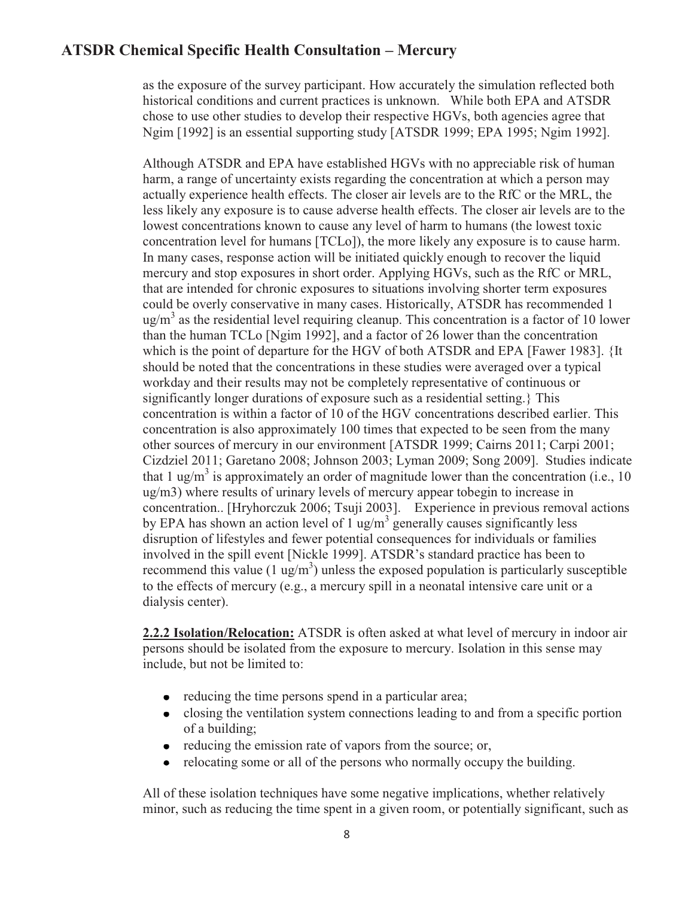as the exposure of the survey participant. How accurately the simulation reflected both historical conditions and current practices is unknown. While both EPA and ATSDR chose to use other studies to develop their respective HGVs, both agencies agree that Ngim [1992] is an essential supporting study [ATSDR 1999; EPA 1995; Ngim 1992].

Although ATSDR and EPA have established HGVs with no appreciable risk of human harm, a range of uncertainty exists regarding the concentration at which a person may actually experience health effects. The closer air levels are to the RfC or the MRL, the less likely any exposure is to cause adverse health effects. The closer air levels are to the lowest concentrations known to cause any level of harm to humans (the lowest toxic concentration level for humans [TCLo]), the more likely any exposure is to cause harm. In many cases, response action will be initiated quickly enough to recover the liquid mercury and stop exposures in short order. Applying HGVs, such as the RfC or MRL, that are intended for chronic exposures to situations involving shorter term exposures could be overly conservative in many cases. Historically, ATSDR has recommended 1 ug/m$^3$ as the residential level requiring cleanup. This concentration is a factor of 10 lower than the human TCLo [Ngim 1992], and a factor of 26 lower than the concentration which is the point of departure for the HGV of both ATSDR and EPA [Fawer 1983]. {It should be noted that the concentrations in these studies were averaged over a typical workday and their results may not be completely representative of continuous or significantly longer durations of exposure such as a residential setting.} This concentration is within a factor of 10 of the HGV concentrations described earlier. This concentration is also approximately 100 times that expected to be seen from the many other sources of mercury in our environment [ATSDR 1999; Cairns 2011; Carpi 2001; Cizdziel 2011; Garetano 2008; Johnson 2003; Lyman 2009; Song 2009]. Studies indicate that 1 ug/m$^3$ is approximately an order of magnitude lower than the concentration (i.e., 10 ug/m3) where results of urinary levels of mercury appear tobegin to increase in concentration.. [Hryhorczuk 2006; Tsuji 2003]. Experience in previous removal actions by EPA has shown an action level of 1 ug/m$^3$ generally causes significantly less disruption of lifestyles and fewer potential consequences for individuals or families involved in the spill event [Nickle 1999]. ATSDR's standard practice has been to recommend this value (1 ug/m$^3$) unless the exposed population is particularly susceptible to the effects of mercury (e.g., a mercury spill in a neonatal intensive care unit or a dialysis center).

**2.2.2 Isolation/Relocation:** ATSDR is often asked at what level of mercury in indoor air persons should be isolated from the exposure to mercury. Isolation in this sense may include, but not be limited to:

- reducing the time persons spend in a particular area;
- closing the ventilation system connections leading to and from a specific portion of a building;
- reducing the emission rate of vapors from the source; or,
- relocating some or all of the persons who normally occupy the building.

All of these isolation techniques have some negative implications, whether relatively minor, such as reducing the time spent in a given room, or potentially significant, such as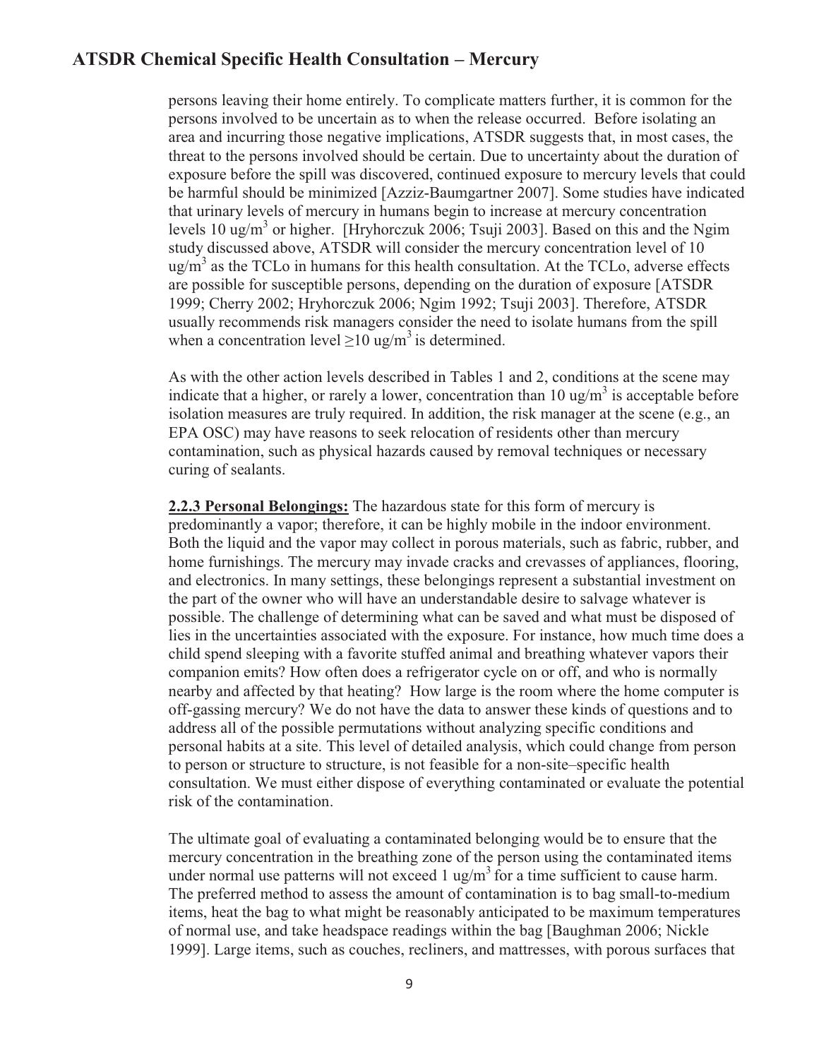persons leaving their home entirely. To complicate matters further, it is common for the persons involved to be uncertain as to when the release occurred. Before isolating an area and incurring those negative implications, ATSDR suggests that, in most cases, the threat to the persons involved should be certain. Due to uncertainty about the duration of exposure before the spill was discovered, continued exposure to mercury levels that could be harmful should be minimized [Azziz-Baumgartner 2007]. Some studies have indicated that urinary levels of mercury in humans begin to increase at mercury concentration levels 10 ug/m$^3$ or higher. [Hryhorczuk 2006; Tsuji 2003]. Based on this and the Ngim study discussed above, ATSDR will consider the mercury concentration level of 10 ug/m$^3$ as the TCLo in humans for this health consultation. At the TCLo, adverse effects are possible for susceptible persons, depending on the duration of exposure [ATSDR 1999; Cherry 2002; Hryhorczuk 2006; Ngim 1992; Tsuji 2003]. Therefore, ATSDR usually recommends risk managers consider the need to isolate humans from the spill when a concentration level $\geq$10 ug/m$^3$ is determined.

As with the other action levels described in Tables 1 and 2, conditions at the scene may indicate that a higher, or rarely a lower, concentration than 10 ug/m$^3$ is acceptable before isolation measures are truly required. In addition, the risk manager at the scene (e.g., an EPA OSC) may have reasons to seek relocation of residents other than mercury contamination, such as physical hazards caused by removal techniques or necessary curing of sealants.

**2.2.3 Personal Belongings:** The hazardous state for this form of mercury is predominantly a vapor; therefore, it can be highly mobile in the indoor environment. Both the liquid and the vapor may collect in porous materials, such as fabric, rubber, and home furnishings. The mercury may invade cracks and crevasses of appliances, flooring, and electronics. In many settings, these belongings represent a substantial investment on the part of the owner who will have an understandable desire to salvage whatever is possible. The challenge of determining what can be saved and what must be disposed of lies in the uncertainties associated with the exposure. For instance, how much time does a child spend sleeping with a favorite stuffed animal and breathing whatever vapors their companion emits? How often does a refrigerator cycle on or off, and who is normally nearby and affected by that heating? How large is the room where the home computer is off-gassing mercury? We do not have the data to answer these kinds of questions and to address all of the possible permutations without analyzing specific conditions and personal habits at a site. This level of detailed analysis, which could change from person to person or structure to structure, is not feasible for a non-site–specific health consultation. We must either dispose of everything contaminated or evaluate the potential risk of the contamination.

The ultimate goal of evaluating a contaminated belonging would be to ensure that the mercury concentration in the breathing zone of the person using the contaminated items under normal use patterns will not exceed 1 ug/m$^3$ for a time sufficient to cause harm. The preferred method to assess the amount of contamination is to bag small-to-medium items, heat the bag to what might be reasonably anticipated to be maximum temperatures of normal use, and take headspace readings within the bag [Baughman 2006; Nickle 1999]. Large items, such as couches, recliners, and mattresses, with porous surfaces that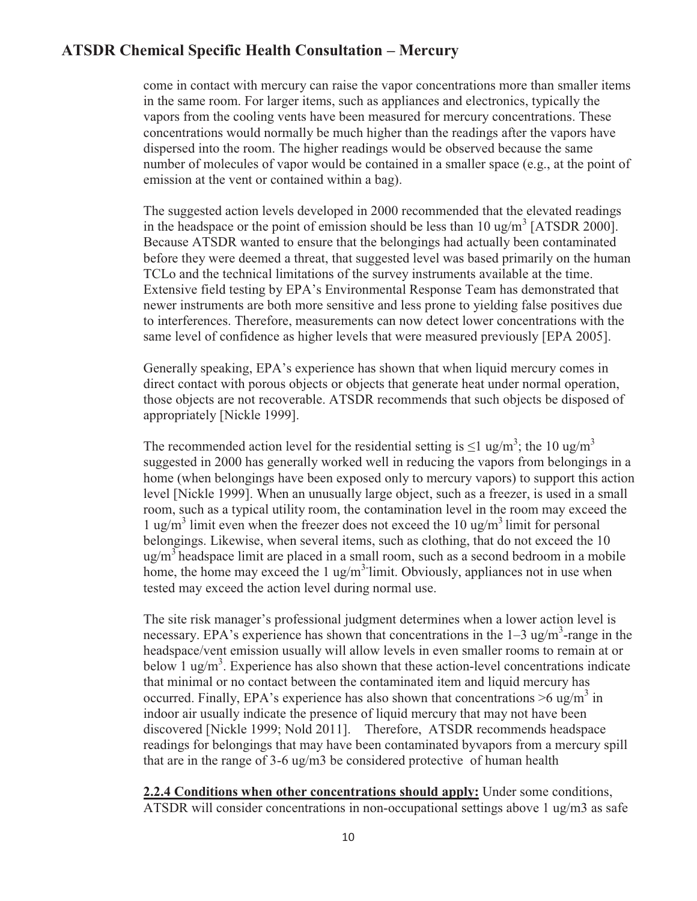come in contact with mercury can raise the vapor concentrations more than smaller items in the same room. For larger items, such as appliances and electronics, typically the vapors from the cooling vents have been measured for mercury concentrations. These concentrations would normally be much higher than the readings after the vapors have dispersed into the room. The higher readings would be observed because the same number of molecules of vapor would be contained in a smaller space (e.g., at the point of emission at the vent or contained within a bag).

The suggested action levels developed in 2000 recommended that the elevated readings in the headspace or the point of emission should be less than 10 ug/m$^3$ [ATSDR 2000]. Because ATSDR wanted to ensure that the belongings had actually been contaminated before they were deemed a threat, that suggested level was based primarily on the human TCLo and the technical limitations of the survey instruments available at the time. Extensive field testing by EPA's Environmental Response Team has demonstrated that newer instruments are both more sensitive and less prone to yielding false positives due to interferences. Therefore, measurements can now detect lower concentrations with the same level of confidence as higher levels that were measured previously [EPA 2005].

Generally speaking, EPA's experience has shown that when liquid mercury comes in direct contact with porous objects or objects that generate heat under normal operation, those objects are not recoverable. ATSDR recommends that such objects be disposed of appropriately [Nickle 1999].

The recommended action level for the residential setting is $\leq$1 ug/m$^3$; the 10 ug/m$^3$ suggested in 2000 has generally worked well in reducing the vapors from belongings in a home (when belongings have been exposed only to mercury vapors) to support this action level [Nickle 1999]. When an unusually large object, such as a freezer, is used in a small room, such as a typical utility room, the contamination level in the room may exceed the 1 ug/m$^3$ limit even when the freezer does not exceed the 10 ug/m$^3$ limit for personal belongings. Likewise, when several items, such as clothing, that do not exceed the 10 ug/m$^3$ headspace limit are placed in a small room, such as a second bedroom in a mobile home, the home may exceed the 1 ug/m$^{3}$-limit. Obviously, appliances not in use when tested may exceed the action level during normal use.

The site risk manager's professional judgment determines when a lower action level is necessary. EPA's experience has shown that concentrations in the 1–3 ug/m$^3$-range in the headspace/vent emission usually will allow levels in even smaller rooms to remain at or below 1 ug/m$^3$. Experience has also shown that these action-level concentrations indicate that minimal or no contact between the contaminated item and liquid mercury has occurred. Finally, EPA's experience has also shown that concentrations >6 ug/m$^3$ in indoor air usually indicate the presence of liquid mercury that may not have been discovered [Nickle 1999; Nold 2011]. Therefore, ATSDR recommends headspace readings for belongings that may have been contaminated byvapors from a mercury spill that are in the range of 3-6 ug/m3 be considered protective of human health

**2.2.4 Conditions when other concentrations should apply:** Under some conditions, ATSDR will consider concentrations in non-occupational settings above 1 ug/m3 as safe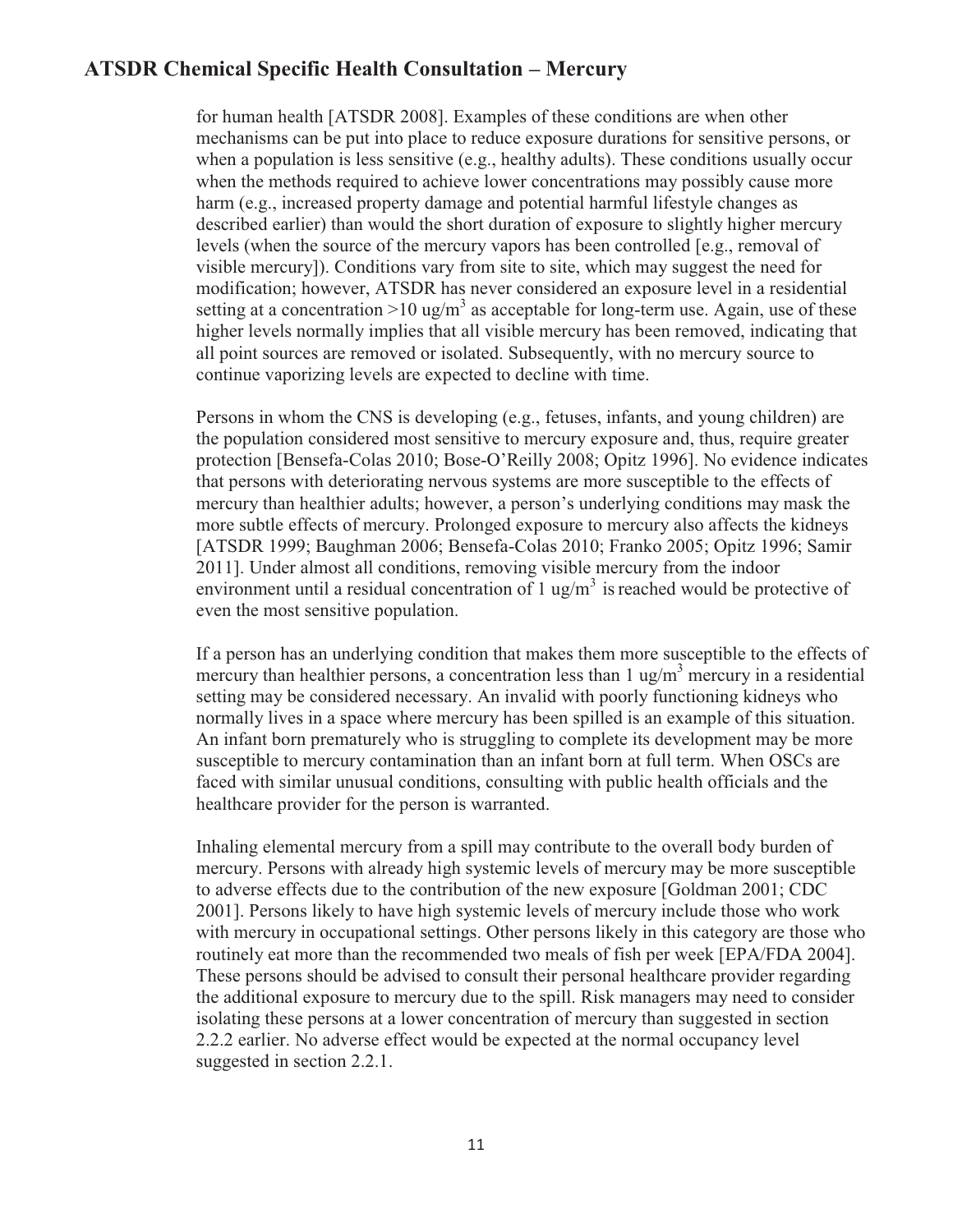for human health [ATSDR 2008]. Examples of these conditions are when other mechanisms can be put into place to reduce exposure durations for sensitive persons, or when a population is less sensitive (e.g., healthy adults). These conditions usually occur when the methods required to achieve lower concentrations may possibly cause more harm (e.g., increased property damage and potential harmful lifestyle changes as described earlier) than would the short duration of exposure to slightly higher mercury levels (when the source of the mercury vapors has been controlled [e.g., removal of visible mercury]). Conditions vary from site to site, which may suggest the need for modification; however, ATSDR has never considered an exposure level in a residential setting at a concentration >10 ug/m$^3$ as acceptable for long-term use. Again, use of these higher levels normally implies that all visible mercury has been removed, indicating that all point sources are removed or isolated. Subsequently, with no mercury source to continue vaporizing levels are expected to decline with time.

Persons in whom the CNS is developing (e.g., fetuses, infants, and young children) are the population considered most sensitive to mercury exposure and, thus, require greater protection [Bensefa-Colas 2010; Bose-O'Reilly 2008; Opitz 1996]. No evidence indicates that persons with deteriorating nervous systems are more susceptible to the effects of mercury than healthier adults; however, a person's underlying conditions may mask the more subtle effects of mercury. Prolonged exposure to mercury also affects the kidneys [ATSDR 1999; Baughman 2006; Bensefa-Colas 2010; Franko 2005; Opitz 1996; Samir 2011]. Under almost all conditions, removing visible mercury from the indoor environment until a residual concentration of 1 ug/m$^3$ is reached would be protective of even the most sensitive population.

If a person has an underlying condition that makes them more susceptible to the effects of mercury than healthier persons, a concentration less than 1 ug/m$^3$ mercury in a residential setting may be considered necessary. An invalid with poorly functioning kidneys who normally lives in a space where mercury has been spilled is an example of this situation. An infant born prematurely who is struggling to complete its development may be more susceptible to mercury contamination than an infant born at full term. When OSCs are faced with similar unusual conditions, consulting with public health officials and the healthcare provider for the person is warranted.

Inhaling elemental mercury from a spill may contribute to the overall body burden of mercury. Persons with already high systemic levels of mercury may be more susceptible to adverse effects due to the contribution of the new exposure [Goldman 2001; CDC 2001]. Persons likely to have high systemic levels of mercury include those who work with mercury in occupational settings. Other persons likely in this category are those who routinely eat more than the recommended two meals of fish per week [EPA/FDA 2004]. These persons should be advised to consult their personal healthcare provider regarding the additional exposure to mercury due to the spill. Risk managers may need to consider isolating these persons at a lower concentration of mercury than suggested in section 2.2.2 earlier. No adverse effect would be expected at the normal occupancy level suggested in section 2.2.1.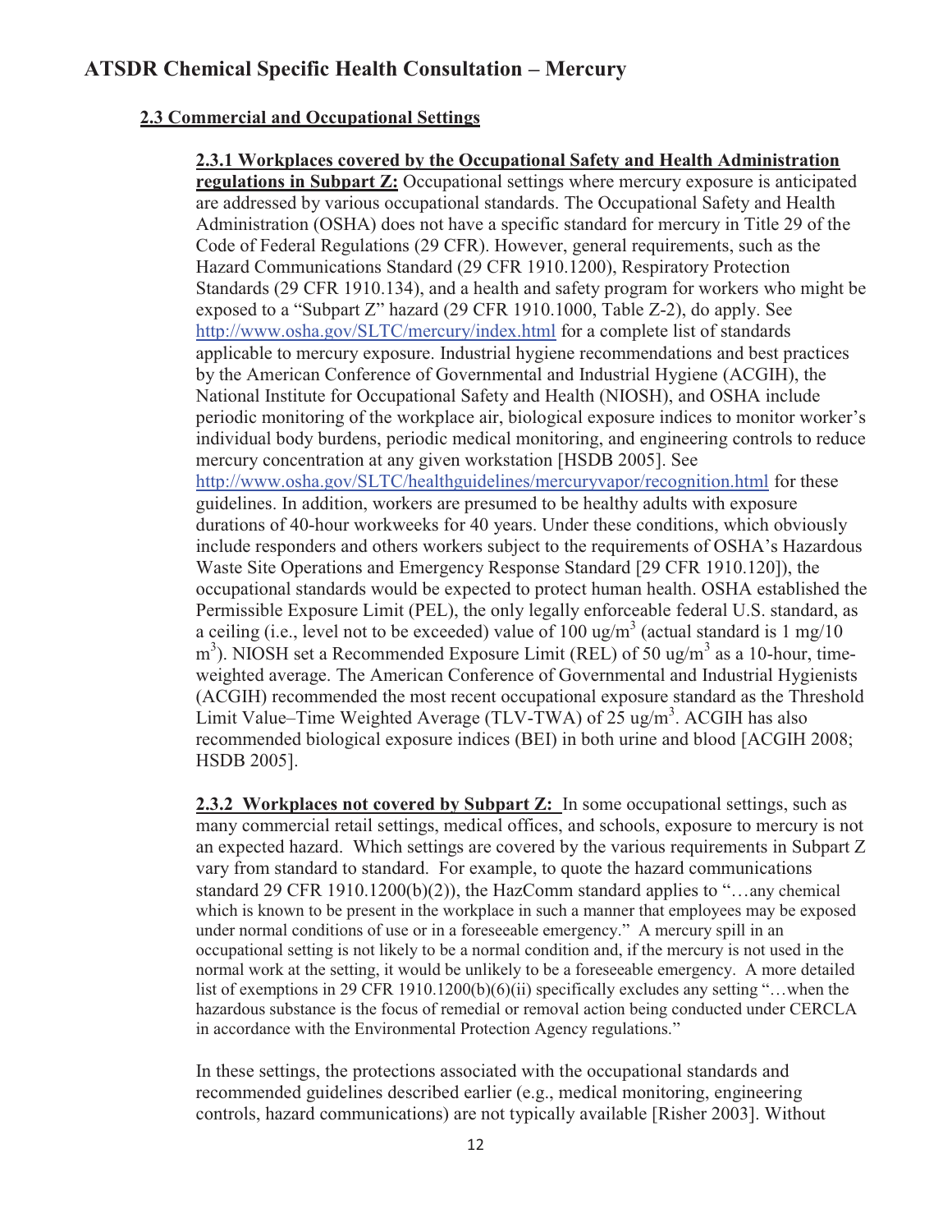### 2.3 Commercial and Occupational Settings

**2.3.1 Workplaces covered by the Occupational Safety and Health Administration regulations in Subpart Z:** Occupational settings where mercury exposure is anticipated are addressed by various occupational standards. The Occupational Safety and Health Administration (OSHA) does not have a specific standard for mercury in Title 29 of the Code of Federal Regulations (29 CFR). However, general requirements, such as the Hazard Communications Standard (29 CFR 1910.1200), Respiratory Protection Standards (29 CFR 1910.134), and a health and safety program for workers who might be exposed to a "Subpart Z" hazard (29 CFR 1910.1000, Table Z-2), do apply. See http://www.osha.gov/SLTC/mercury/index.html for a complete list of standards applicable to mercury exposure. Industrial hygiene recommendations and best practices by the American Conference of Governmental and Industrial Hygiene (ACGIH), the National Institute for Occupational Safety and Health (NIOSH), and OSHA include periodic monitoring of the workplace air, biological exposure indices to monitor worker's individual body burdens, periodic medical monitoring, and engineering controls to reduce mercury concentration at any given workstation [HSDB 2005]. See http://www.osha.gov/SLTC/healthguidelines/mercuryvapor/recognition.html for these guidelines. In addition, workers are presumed to be healthy adults with exposure durations of 40-hour workweeks for 40 years. Under these conditions, which obviously include responders and others workers subject to the requirements of OSHA's Hazardous Waste Site Operations and Emergency Response Standard [29 CFR 1910.120]), the occupational standards would be expected to protect human health. OSHA established the Permissible Exposure Limit (PEL), the only legally enforceable federal U.S. standard, as a ceiling (i.e., level not to be exceeded) value of 100 $ug/m^3$ (actual standard is 1 mg/10 $m^3$). NIOSH set a Recommended Exposure Limit (REL) of 50 $ug/m^3$ as a 10-hour, time-weighted average. The American Conference of Governmental and Industrial Hygienists (ACGIH) recommended the most recent occupational exposure standard as the Threshold Limit Value–Time Weighted Average (TLV-TWA) of 25 $ug/m^3$. ACGIH has also recommended biological exposure indices (BEI) in both urine and blood [ACGIH 2008; HSDB 2005].

**2.3.2 Workplaces not covered by Subpart Z:** In some occupational settings, such as many commercial retail settings, medical offices, and schools, exposure to mercury is not an expected hazard. Which settings are covered by the various requirements in Subpart Z vary from standard to standard. For example, to quote the hazard communications standard 29 CFR 1910.1200(b)(2)), the HazComm standard applies to "…any chemical which is known to be present in the workplace in such a manner that employees may be exposed under normal conditions of use or in a foreseeable emergency." A mercury spill in an occupational setting is not likely to be a normal condition and, if the mercury is not used in the normal work at the setting, it would be unlikely to be a foreseeable emergency. A more detailed list of exemptions in 29 CFR 1910.1200(b)(6)(ii) specifically excludes any setting "…when the hazardous substance is the focus of remedial or removal action being conducted under CERCLA in accordance with the Environmental Protection Agency regulations."

In these settings, the protections associated with the occupational standards and recommended guidelines described earlier (e.g., medical monitoring, engineering controls, hazard communications) are not typically available [Risher 2003]. Without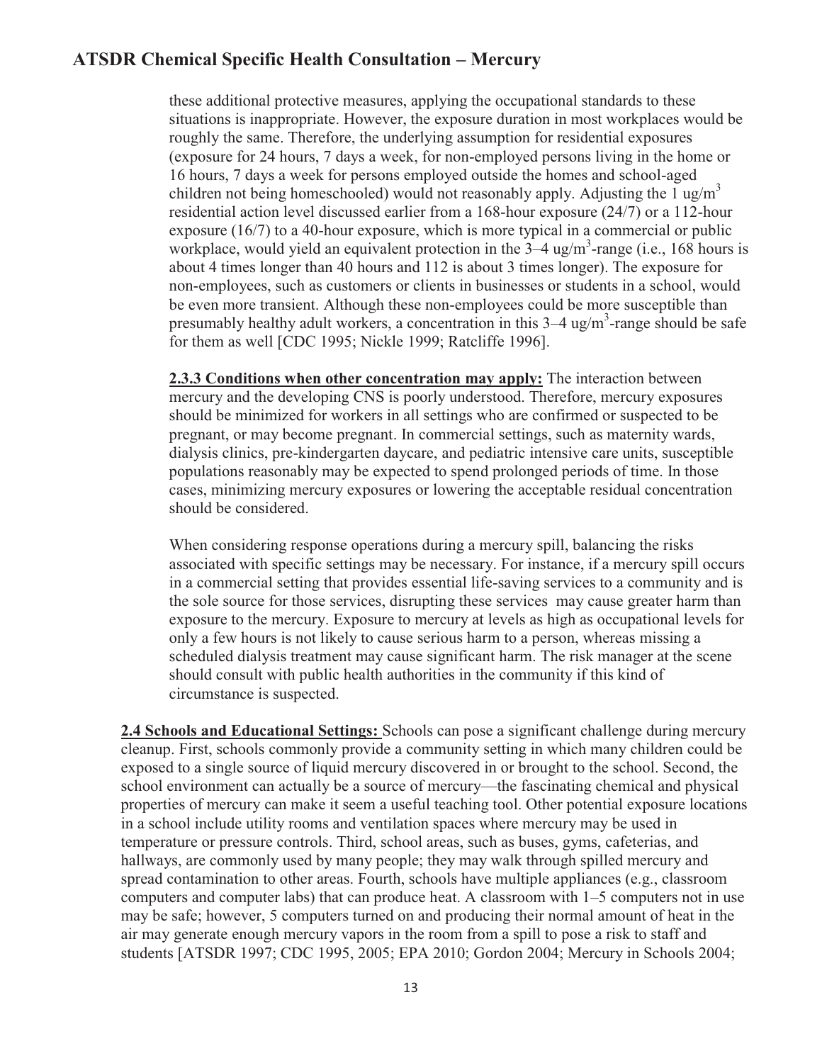these additional protective measures, applying the occupational standards to these situations is inappropriate. However, the exposure duration in most workplaces would be roughly the same. Therefore, the underlying assumption for residential exposures (exposure for 24 hours, 7 days a week, for non-employed persons living in the home or 16 hours, 7 days a week for persons employed outside the homes and school-aged children not being homeschooled) would not reasonably apply. Adjusting the 1 ug/m$^3$ residential action level discussed earlier from a 168-hour exposure (24/7) or a 112-hour exposure (16/7) to a 40-hour exposure, which is more typical in a commercial or public workplace, would yield an equivalent protection in the 3–4 ug/m$^3$-range (i.e., 168 hours is about 4 times longer than 40 hours and 112 is about 3 times longer). The exposure for non-employees, such as customers or clients in businesses or students in a school, would be even more transient. Although these non-employees could be more susceptible than presumably healthy adult workers, a concentration in this 3–4 ug/m$^3$-range should be safe for them as well [CDC 1995; Nickle 1999; Ratcliffe 1996].

**2.3.3 Conditions when other concentration may apply:** The interaction between mercury and the developing CNS is poorly understood. Therefore, mercury exposures should be minimized for workers in all settings who are confirmed or suspected to be pregnant, or may become pregnant. In commercial settings, such as maternity wards, dialysis clinics, pre-kindergarten daycare, and pediatric intensive care units, susceptible populations reasonably may be expected to spend prolonged periods of time. In those cases, minimizing mercury exposures or lowering the acceptable residual concentration should be considered.

When considering response operations during a mercury spill, balancing the risks associated with specific settings may be necessary. For instance, if a mercury spill occurs in a commercial setting that provides essential life-saving services to a community and is the sole source for those services, disrupting these services may cause greater harm than exposure to the mercury. Exposure to mercury at levels as high as occupational levels for only a few hours is not likely to cause serious harm to a person, whereas missing a scheduled dialysis treatment may cause significant harm. The risk manager at the scene should consult with public health authorities in the community if this kind of circumstance is suspected.

**2.4 Schools and Educational Settings:** Schools can pose a significant challenge during mercury cleanup. First, schools commonly provide a community setting in which many children could be exposed to a single source of liquid mercury discovered in or brought to the school. Second, the school environment can actually be a source of mercury—the fascinating chemical and physical properties of mercury can make it seem a useful teaching tool. Other potential exposure locations in a school include utility rooms and ventilation spaces where mercury may be used in temperature or pressure controls. Third, school areas, such as buses, gyms, cafeterias, and hallways, are commonly used by many people; they may walk through spilled mercury and spread contamination to other areas. Fourth, schools have multiple appliances (e.g., classroom computers and computer labs) that can produce heat. A classroom with 1–5 computers not in use may be safe; however, 5 computers turned on and producing their normal amount of heat in the air may generate enough mercury vapors in the room from a spill to pose a risk to staff and students [ATSDR 1997; CDC 1995, 2005; EPA 2010; Gordon 2004; Mercury in Schools 2004;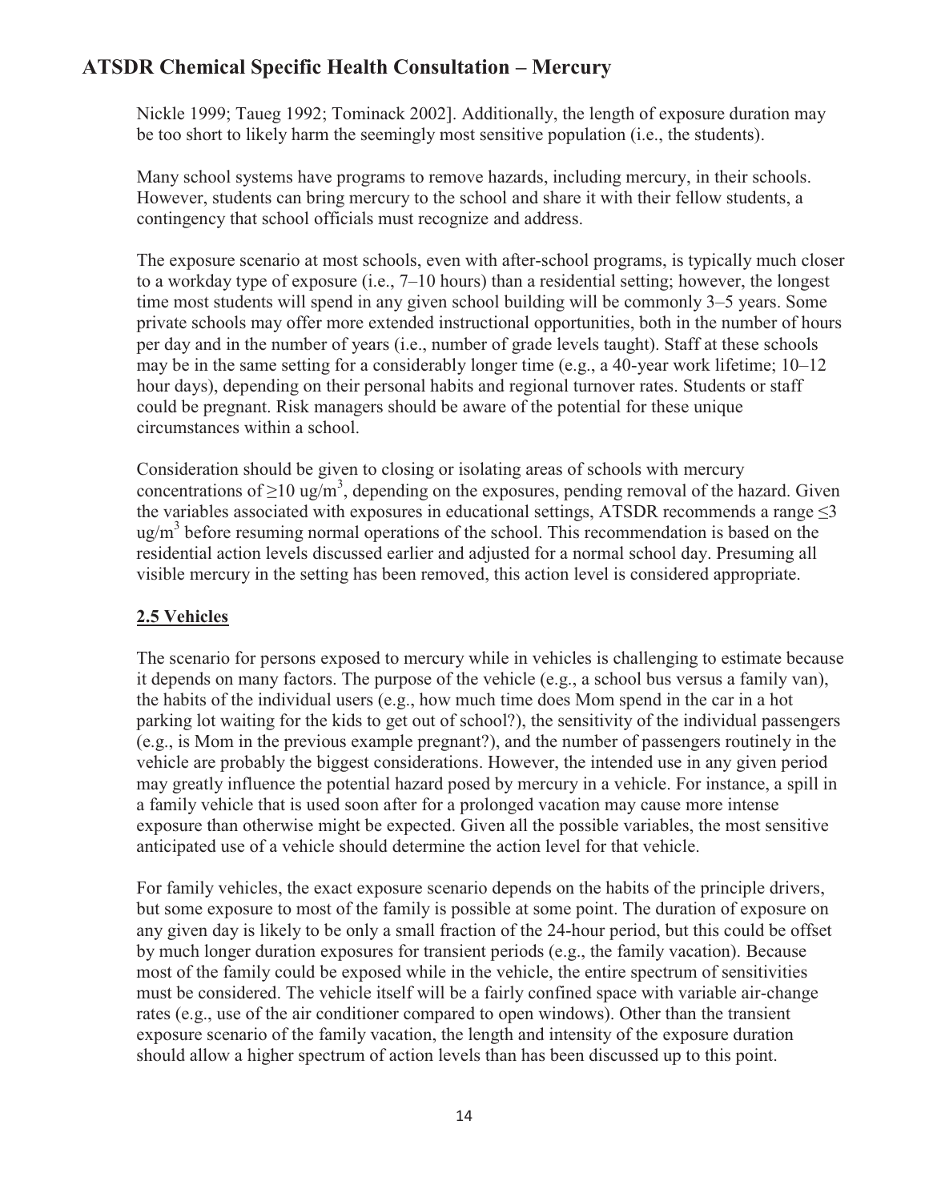Nickle 1999; Taueg 1992; Tominack 2002]. Additionally, the length of exposure duration may be too short to likely harm the seemingly most sensitive population (i.e., the students).

Many school systems have programs to remove hazards, including mercury, in their schools. However, students can bring mercury to the school and share it with their fellow students, a contingency that school officials must recognize and address.

The exposure scenario at most schools, even with after-school programs, is typically much closer to a workday type of exposure (i.e., 7–10 hours) than a residential setting; however, the longest time most students will spend in any given school building will be commonly 3–5 years. Some private schools may offer more extended instructional opportunities, both in the number of hours per day and in the number of years (i.e., number of grade levels taught). Staff at these schools may be in the same setting for a considerably longer time (e.g., a 40-year work lifetime; 10–12 hour days), depending on their personal habits and regional turnover rates. Students or staff could be pregnant. Risk managers should be aware of the potential for these unique circumstances within a school.

Consideration should be given to closing or isolating areas of schools with mercury concentrations of $\geq 10$ ug/m$^3$, depending on the exposures, pending removal of the hazard. Given the variables associated with exposures in educational settings, ATSDR recommends a range $\leq 3$ ug/m$^3$ before resuming normal operations of the school. This recommendation is based on the residential action levels discussed earlier and adjusted for a normal school day. Presuming all visible mercury in the setting has been removed, this action level is considered appropriate.

## 2.5 Vehicles

The scenario for persons exposed to mercury while in vehicles is challenging to estimate because it depends on many factors. The purpose of the vehicle (e.g., a school bus versus a family van), the habits of the individual users (e.g., how much time does Mom spend in the car in a hot parking lot waiting for the kids to get out of school?), the sensitivity of the individual passengers (e.g., is Mom in the previous example pregnant?), and the number of passengers routinely in the vehicle are probably the biggest considerations. However, the intended use in any given period may greatly influence the potential hazard posed by mercury in a vehicle. For instance, a spill in a family vehicle that is used soon after for a prolonged vacation may cause more intense exposure than otherwise might be expected. Given all the possible variables, the most sensitive anticipated use of a vehicle should determine the action level for that vehicle.

For family vehicles, the exact exposure scenario depends on the habits of the principle drivers, but some exposure to most of the family is possible at some point. The duration of exposure on any given day is likely to be only a small fraction of the 24-hour period, but this could be offset by much longer duration exposures for transient periods (e.g., the family vacation). Because most of the family could be exposed while in the vehicle, the entire spectrum of sensitivities must be considered. The vehicle itself will be a fairly confined space with variable air-change rates (e.g., use of the air conditioner compared to open windows). Other than the transient exposure scenario of the family vacation, the length and intensity of the exposure duration should allow a higher spectrum of action levels than has been discussed up to this point.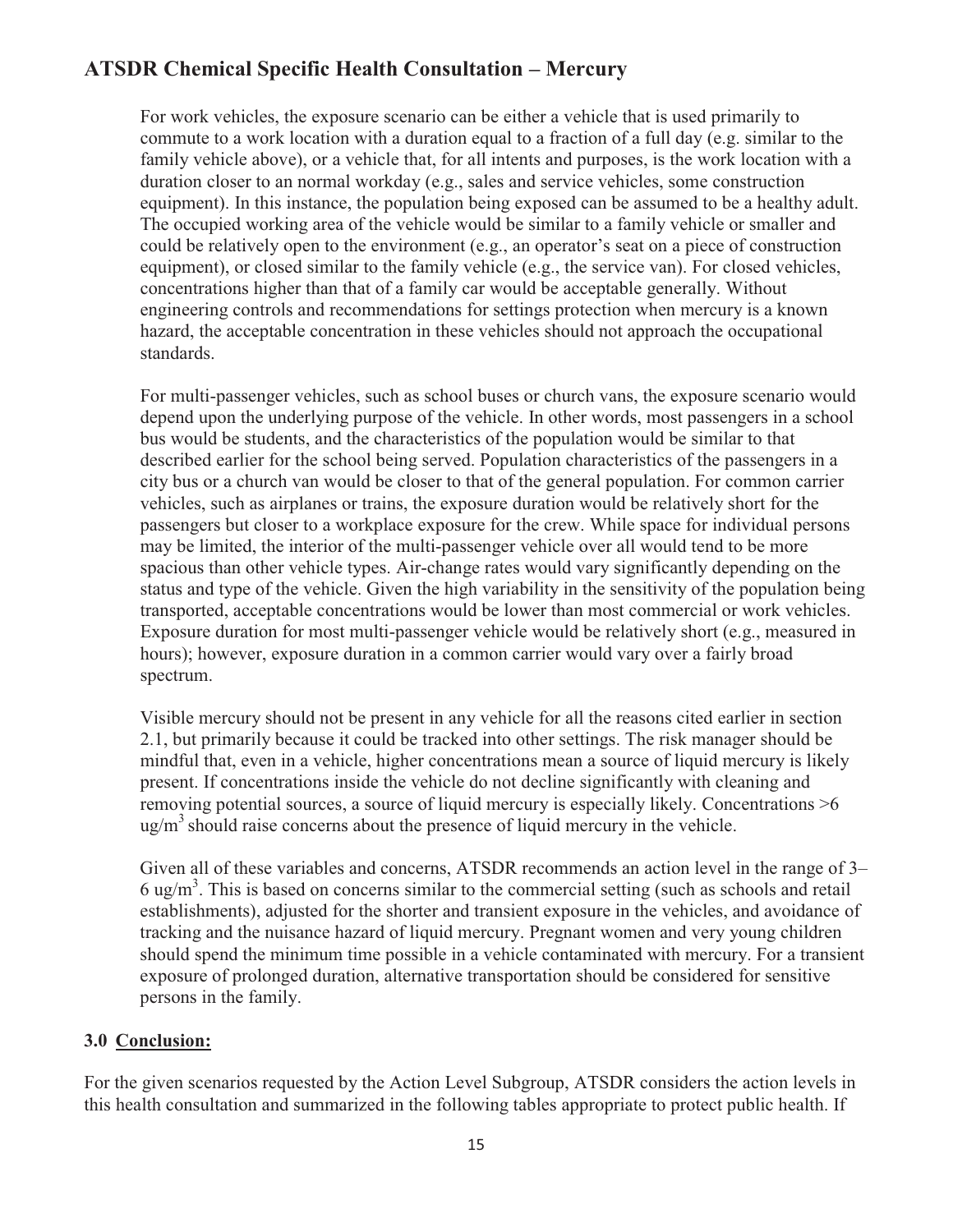For work vehicles, the exposure scenario can be either a vehicle that is used primarily to commute to a work location with a duration equal to a fraction of a full day (e.g. similar to the family vehicle above), or a vehicle that, for all intents and purposes, is the work location with a duration closer to an normal workday (e.g., sales and service vehicles, some construction equipment). In this instance, the population being exposed can be assumed to be a healthy adult. The occupied working area of the vehicle would be similar to a family vehicle or smaller and could be relatively open to the environment (e.g., an operator's seat on a piece of construction equipment), or closed similar to the family vehicle (e.g., the service van). For closed vehicles, concentrations higher than that of a family car would be acceptable generally. Without engineering controls and recommendations for settings protection when mercury is a known hazard, the acceptable concentration in these vehicles should not approach the occupational standards.

For multi-passenger vehicles, such as school buses or church vans, the exposure scenario would depend upon the underlying purpose of the vehicle. In other words, most passengers in a school bus would be students, and the characteristics of the population would be similar to that described earlier for the school being served. Population characteristics of the passengers in a city bus or a church van would be closer to that of the general population. For common carrier vehicles, such as airplanes or trains, the exposure duration would be relatively short for the passengers but closer to a workplace exposure for the crew. While space for individual persons may be limited, the interior of the multi-passenger vehicle over all would tend to be more spacious than other vehicle types. Air-change rates would vary significantly depending on the status and type of the vehicle. Given the high variability in the sensitivity of the population being transported, acceptable concentrations would be lower than most commercial or work vehicles. Exposure duration for most multi-passenger vehicle would be relatively short (e.g., measured in hours); however, exposure duration in a common carrier would vary over a fairly broad spectrum.

Visible mercury should not be present in any vehicle for all the reasons cited earlier in section 2.1, but primarily because it could be tracked into other settings. The risk manager should be mindful that, even in a vehicle, higher concentrations mean a source of liquid mercury is likely present. If concentrations inside the vehicle do not decline significantly with cleaning and removing potential sources, a source of liquid mercury is especially likely. Concentrations >6 $ug/m^3$ should raise concerns about the presence of liquid mercury in the vehicle.

Given all of these variables and concerns, ATSDR recommends an action level in the range of 3–6 $ug/m^3$. This is based on concerns similar to the commercial setting (such as schools and retail establishments), adjusted for the shorter and transient exposure in the vehicles, and avoidance of tracking and the nuisance hazard of liquid mercury. Pregnant women and very young children should spend the minimum time possible in a vehicle contaminated with mercury. For a transient exposure of prolonged duration, alternative transportation should be considered for sensitive persons in the family.

## 3.0 Conclusion:

For the given scenarios requested by the Action Level Subgroup, ATSDR considers the action levels in this health consultation and summarized in the following tables appropriate to protect public health. If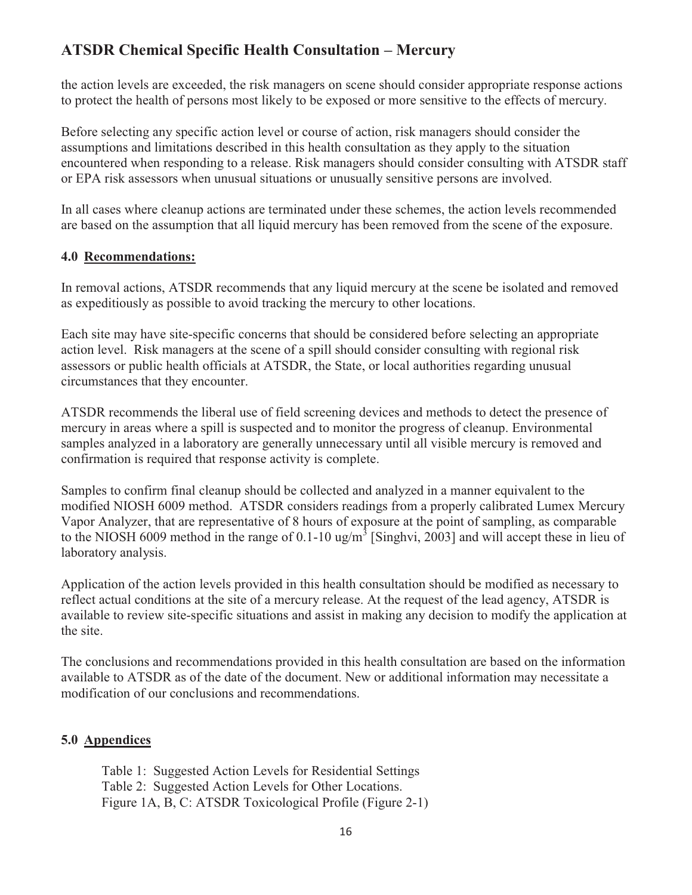the action levels are exceeded, the risk managers on scene should consider appropriate response actions to protect the health of persons most likely to be exposed or more sensitive to the effects of mercury.

Before selecting any specific action level or course of action, risk managers should consider the assumptions and limitations described in this health consultation as they apply to the situation encountered when responding to a release. Risk managers should consider consulting with ATSDR staff or EPA risk assessors when unusual situations or unusually sensitive persons are involved.

In all cases where cleanup actions are terminated under these schemes, the action levels recommended are based on the assumption that all liquid mercury has been removed from the scene of the exposure.

## 4.0 Recommendations:

In removal actions, ATSDR recommends that any liquid mercury at the scene be isolated and removed as expeditiously as possible to avoid tracking the mercury to other locations.

Each site may have site-specific concerns that should be considered before selecting an appropriate action level. Risk managers at the scene of a spill should consider consulting with regional risk assessors or public health officials at ATSDR, the State, or local authorities regarding unusual circumstances that they encounter.

ATSDR recommends the liberal use of field screening devices and methods to detect the presence of mercury in areas where a spill is suspected and to monitor the progress of cleanup. Environmental samples analyzed in a laboratory are generally unnecessary until all visible mercury is removed and confirmation is required that response activity is complete.

Samples to confirm final cleanup should be collected and analyzed in a manner equivalent to the modified NIOSH 6009 method. ATSDR considers readings from a properly calibrated Lumex Mercury Vapor Analyzer, that are representative of 8 hours of exposure at the point of sampling, as comparable to the NIOSH 6009 method in the range of 0.1-10 ug/$m^3$ [Singhvi, 2003] and will accept these in lieu of laboratory analysis.

Application of the action levels provided in this health consultation should be modified as necessary to reflect actual conditions at the site of a mercury release. At the request of the lead agency, ATSDR is available to review site-specific situations and assist in making any decision to modify the application at the site.

The conclusions and recommendations provided in this health consultation are based on the information available to ATSDR as of the date of the document. New or additional information may necessitate a modification of our conclusions and recommendations.

## 5.0 Appendices

Table 1: Suggested Action Levels for Residential Settings
Table 2: Suggested Action Levels for Other Locations.
Figure 1A, B, C: ATSDR Toxicological Profile (Figure 2-1)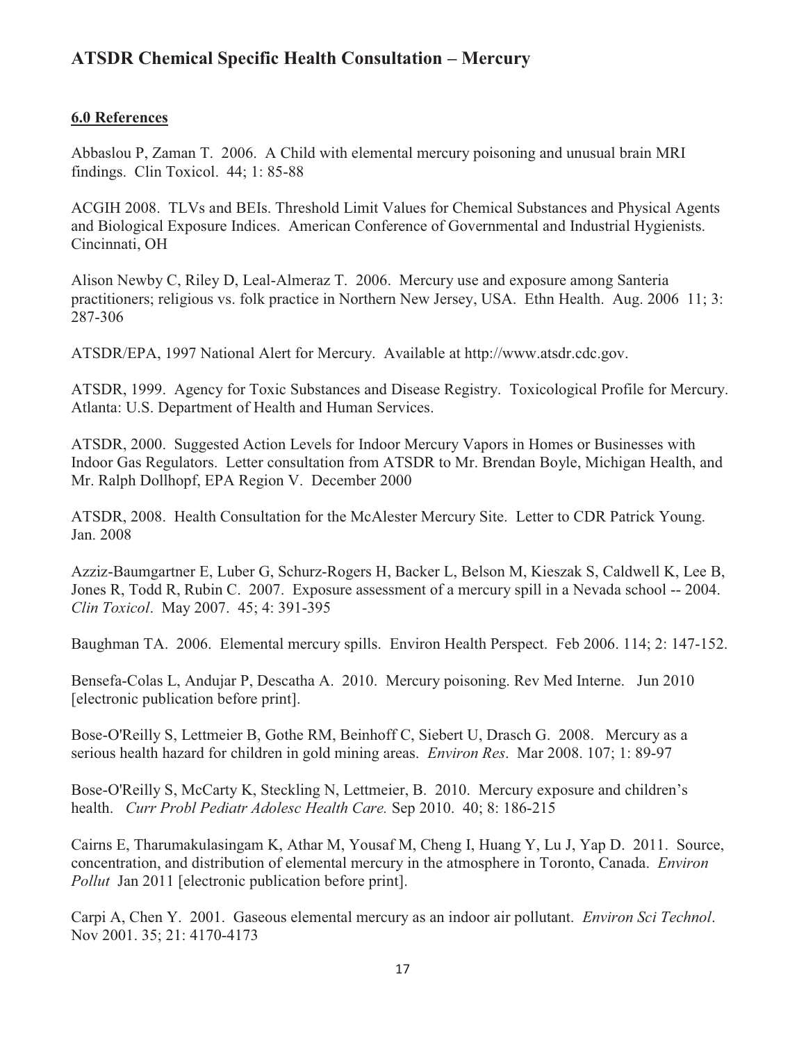## **6.0 References**

Abbaslou P, Zaman T. 2006. A Child with elemental mercury poisoning and unusual brain MRI findings. Clin Toxicol. 44; 1: 85-88

ACGIH 2008. TLVs and BEIs. Threshold Limit Values for Chemical Substances and Physical Agents and Biological Exposure Indices. American Conference of Governmental and Industrial Hygienists. Cincinnati, OH

Alison Newby C, Riley D, Leal-Almeraz T. 2006. Mercury use and exposure among Santeria practitioners; religious vs. folk practice in Northern New Jersey, USA. Ethn Health. Aug. 2006 11; 3: 287-306

ATSDR/EPA, 1997 National Alert for Mercury. Available at http://www.atsdr.cdc.gov.

ATSDR, 1999. Agency for Toxic Substances and Disease Registry. Toxicological Profile for Mercury. Atlanta: U.S. Department of Health and Human Services.

ATSDR, 2000. Suggested Action Levels for Indoor Mercury Vapors in Homes or Businesses with Indoor Gas Regulators. Letter consultation from ATSDR to Mr. Brendan Boyle, Michigan Health, and Mr. Ralph Dollhopf, EPA Region V. December 2000

ATSDR, 2008. Health Consultation for the McAlester Mercury Site. Letter to CDR Patrick Young. Jan. 2008

Azziz-Baumgartner E, Luber G, Schurz-Rogers H, Backer L, Belson M, Kieszak S, Caldwell K, Lee B, Jones R, Todd R, Rubin C. 2007. Exposure assessment of a mercury spill in a Nevada school -- 2004. *Clin Toxicol*. May 2007. 45; 4: 391-395

Baughman TA. 2006. Elemental mercury spills. Environ Health Perspect. Feb 2006. 114; 2: 147-152.

Bensefa-Colas L, Andujar P, Descatha A. 2010. Mercury poisoning. Rev Med Interne. Jun 2010 [electronic publication before print].

Bose-O'Reilly S, Lettmeier B, Gothe RM, Beinhoff C, Siebert U, Drasch G. 2008. Mercury as a serious health hazard for children in gold mining areas. *Environ Res*. Mar 2008. 107; 1: 89-97

Bose-O'Reilly S, McCarty K, Steckling N, Lettmeier, B. 2010. Mercury exposure and children's health. *Curr Probl Pediatr Adolesc Health Care.* Sep 2010. 40; 8: 186-215

Cairns E, Tharumakulasingam K, Athar M, Yousaf M, Cheng I, Huang Y, Lu J, Yap D. 2011. Source, concentration, and distribution of elemental mercury in the atmosphere in Toronto, Canada. *Environ Pollut* Jan 2011 [electronic publication before print].

Carpi A, Chen Y. 2001. Gaseous elemental mercury as an indoor air pollutant. *Environ Sci Technol*. Nov 2001. 35; 21: 4170-4173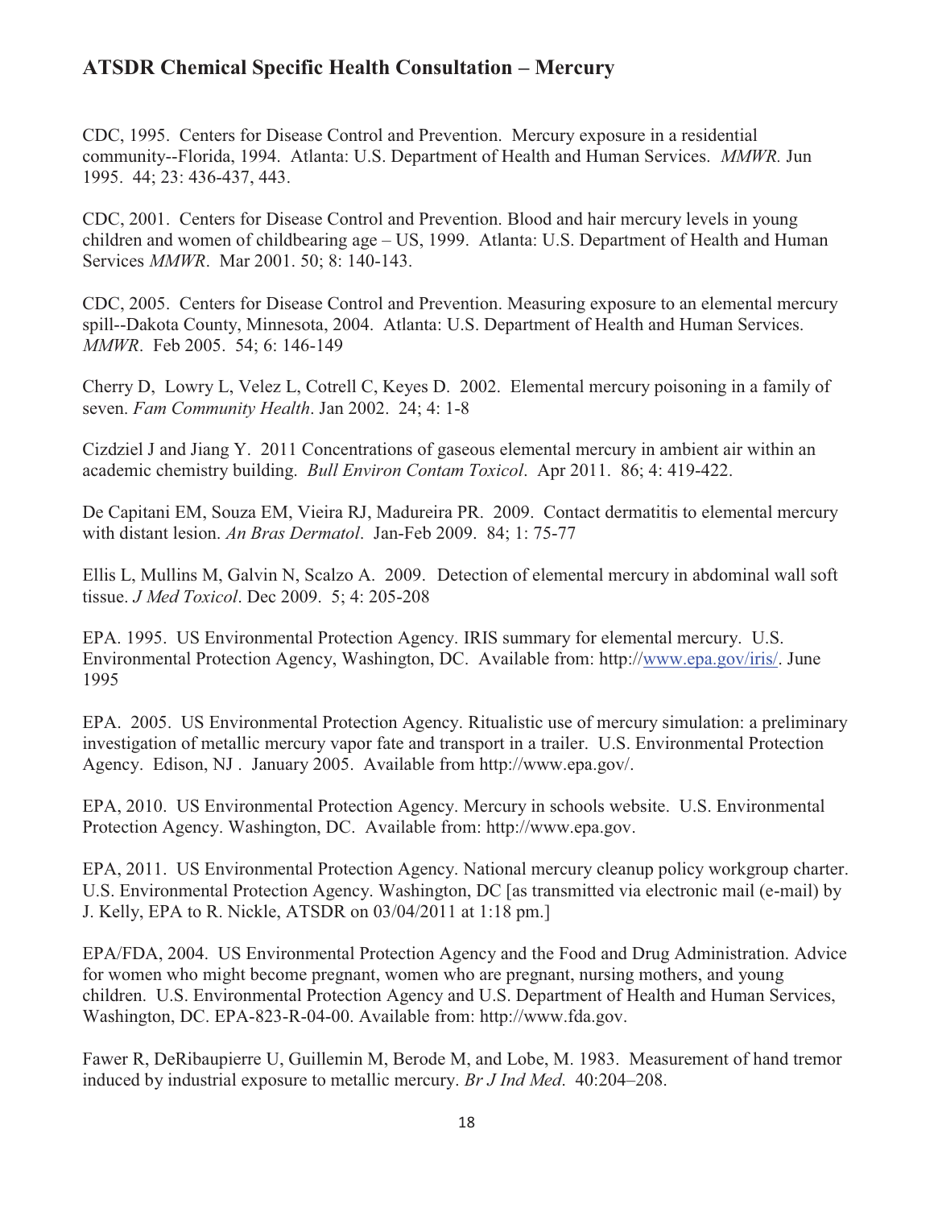CDC, 1995. Centers for Disease Control and Prevention. Mercury exposure in a residential community--Florida, 1994. Atlanta: U.S. Department of Health and Human Services. *MMWR.* Jun 1995. 44; 23: 436-437, 443.

CDC, 2001. Centers for Disease Control and Prevention. Blood and hair mercury levels in young children and women of childbearing age – US, 1999. Atlanta: U.S. Department of Health and Human Services *MMWR*. Mar 2001. 50; 8: 140-143.

CDC, 2005. Centers for Disease Control and Prevention. Measuring exposure to an elemental mercury spill--Dakota County, Minnesota, 2004. Atlanta: U.S. Department of Health and Human Services. *MMWR*. Feb 2005. 54; 6: 146-149

Cherry D, Lowry L, Velez L, Cotrell C, Keyes D. 2002. Elemental mercury poisoning in a family of seven. *Fam Community Health*. Jan 2002. 24; 4: 1-8

Cizdziel J and Jiang Y. 2011 Concentrations of gaseous elemental mercury in ambient air within an academic chemistry building. *Bull Environ Contam Toxicol*. Apr 2011. 86; 4: 419-422.

De Capitani EM, Souza EM, Vieira RJ, Madureira PR. 2009. Contact dermatitis to elemental mercury with distant lesion. *An Bras Dermatol*. Jan-Feb 2009. 84; 1: 75-77

Ellis L, Mullins M, Galvin N, Scalzo A. 2009. Detection of elemental mercury in abdominal wall soft tissue. *J Med Toxicol*. Dec 2009. 5; 4: 205-208

EPA. 1995. US Environmental Protection Agency. IRIS summary for elemental mercury. U.S. Environmental Protection Agency, Washington, DC. Available from: http://www.epa.gov/iris/. June 1995

EPA. 2005. US Environmental Protection Agency. Ritualistic use of mercury simulation: a preliminary investigation of metallic mercury vapor fate and transport in a trailer. U.S. Environmental Protection Agency. Edison, NJ . January 2005. Available from http://www.epa.gov/.

EPA, 2010. US Environmental Protection Agency. Mercury in schools website. U.S. Environmental Protection Agency. Washington, DC. Available from: http://www.epa.gov.

EPA, 2011. US Environmental Protection Agency. National mercury cleanup policy workgroup charter. U.S. Environmental Protection Agency. Washington, DC [as transmitted via electronic mail (e-mail) by J. Kelly, EPA to R. Nickle, ATSDR on 03/04/2011 at 1:18 pm.]

EPA/FDA, 2004. US Environmental Protection Agency and the Food and Drug Administration. Advice for women who might become pregnant, women who are pregnant, nursing mothers, and young children. U.S. Environmental Protection Agency and U.S. Department of Health and Human Services, Washington, DC. EPA-823-R-04-00. Available from: http://www.fda.gov.

Fawer R, DeRibaupierre U, Guillemin M, Berode M, and Lobe, M. 1983. Measurement of hand tremor induced by industrial exposure to metallic mercury. *Br J Ind Med*. 40:204–208.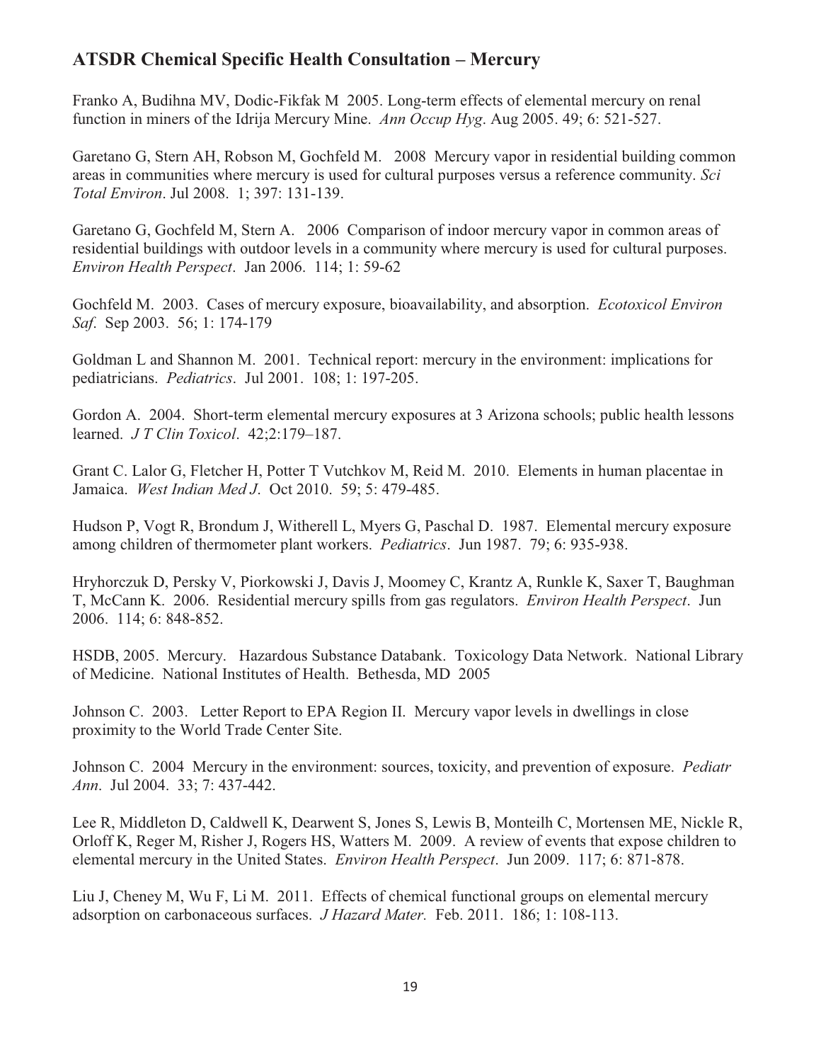Franko A, Budihna MV, Dodic-Fikfak M 2005. Long-term effects of elemental mercury on renal function in miners of the Idrija Mercury Mine. *Ann Occup Hyg*. Aug 2005. 49; 6: 521-527.

Garetano G, Stern AH, Robson M, Gochfeld M. 2008 Mercury vapor in residential building common areas in communities where mercury is used for cultural purposes versus a reference community. *Sci Total Environ*. Jul 2008. 1; 397: 131-139.

Garetano G, Gochfeld M, Stern A. 2006 Comparison of indoor mercury vapor in common areas of residential buildings with outdoor levels in a community where mercury is used for cultural purposes. *Environ Health Perspect*. Jan 2006. 114; 1: 59-62

Gochfeld M. 2003. Cases of mercury exposure, bioavailability, and absorption. *Ecotoxicol Environ Saf*. Sep 2003. 56; 1: 174-179

Goldman L and Shannon M. 2001. Technical report: mercury in the environment: implications for pediatricians. *Pediatrics*. Jul 2001. 108; 1: 197-205.

Gordon A. 2004. Short-term elemental mercury exposures at 3 Arizona schools; public health lessons learned. *J T Clin Toxicol*. 42;2:179–187.

Grant C. Lalor G, Fletcher H, Potter T Vutchkov M, Reid M. 2010. Elements in human placentae in Jamaica. *West Indian Med J*. Oct 2010. 59; 5: 479-485.

Hudson P, Vogt R, Brondum J, Witherell L, Myers G, Paschal D. 1987. Elemental mercury exposure among children of thermometer plant workers. *Pediatrics*. Jun 1987. 79; 6: 935-938.

Hryhorczuk D, Persky V, Piorkowski J, Davis J, Moomey C, Krantz A, Runkle K, Saxer T, Baughman T, McCann K. 2006. Residential mercury spills from gas regulators. *Environ Health Perspect*. Jun 2006. 114; 6: 848-852.

HSDB, 2005. Mercury. Hazardous Substance Databank. Toxicology Data Network. National Library of Medicine. National Institutes of Health. Bethesda, MD 2005

Johnson C. 2003. Letter Report to EPA Region II. Mercury vapor levels in dwellings in close proximity to the World Trade Center Site.

Johnson C. 2004 Mercury in the environment: sources, toxicity, and prevention of exposure. *Pediatr Ann*. Jul 2004. 33; 7: 437-442.

Lee R, Middleton D, Caldwell K, Dearwent S, Jones S, Lewis B, Monteilh C, Mortensen ME, Nickle R, Orloff K, Reger M, Risher J, Rogers HS, Watters M. 2009. A review of events that expose children to elemental mercury in the United States. *Environ Health Perspect*. Jun 2009. 117; 6: 871-878.

Liu J, Cheney M, Wu F, Li M. 2011. Effects of chemical functional groups on elemental mercury adsorption on carbonaceous surfaces. *J Hazard Mater.* Feb. 2011. 186; 1: 108-113.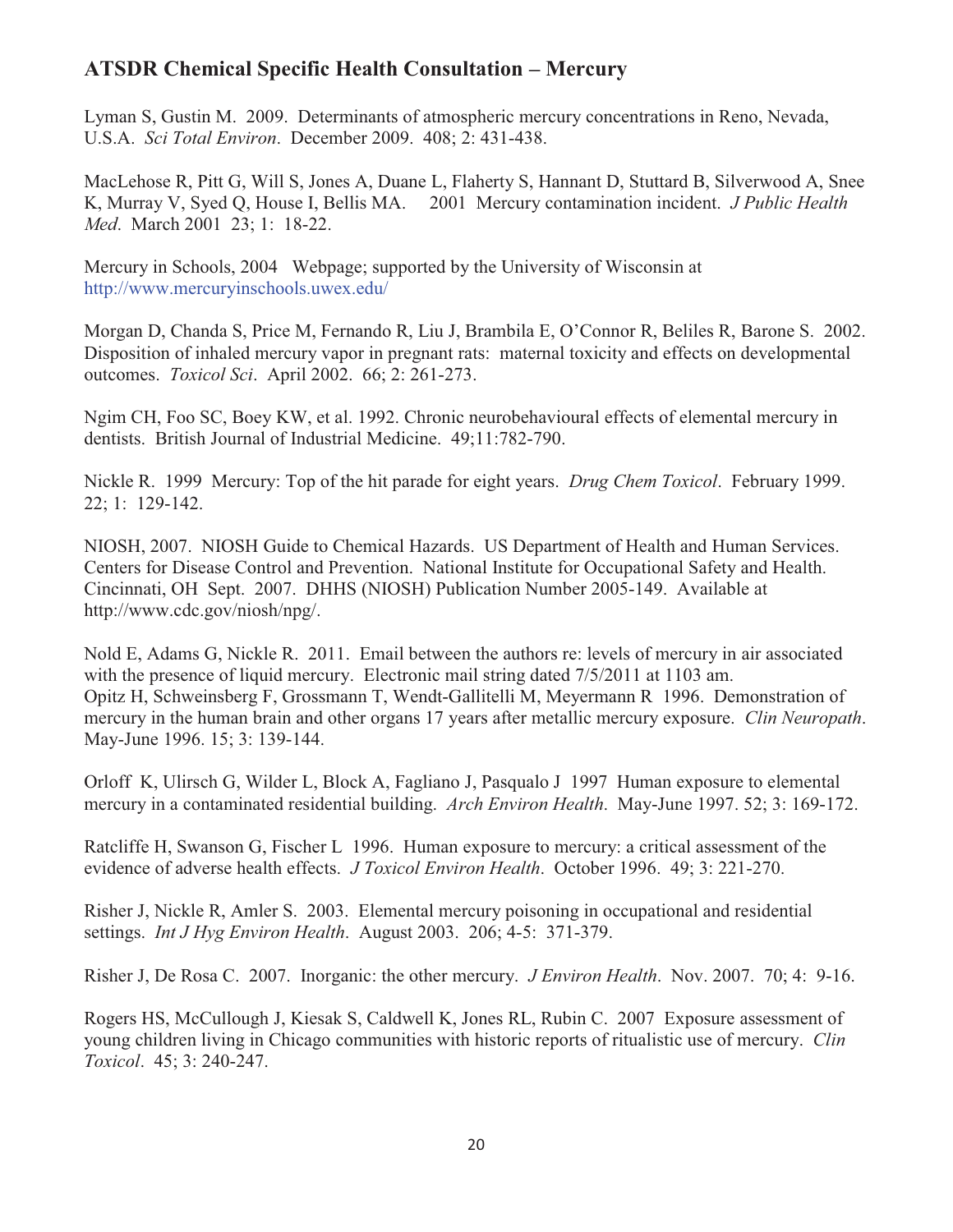Lyman S, Gustin M. 2009. Determinants of atmospheric mercury concentrations in Reno, Nevada, U.S.A. *Sci Total Environ*. December 2009. 408; 2: 431-438.

MacLehose R, Pitt G, Will S, Jones A, Duane L, Flaherty S, Hannant D, Stuttard B, Silverwood A, Snee K, Murray V, Syed Q, House I, Bellis MA. 2001 Mercury contamination incident. *J Public Health Med*. March 2001 23; 1: 18-22.

Mercury in Schools, 2004 Webpage; supported by the University of Wisconsin at http://www.mercuryinschools.uwex.edu/

Morgan D, Chanda S, Price M, Fernando R, Liu J, Brambila E, O'Connor R, Beliles R, Barone S. 2002. Disposition of inhaled mercury vapor in pregnant rats: maternal toxicity and effects on developmental outcomes. *Toxicol Sci*. April 2002. 66; 2: 261-273.

Ngim CH, Foo SC, Boey KW, et al. 1992. Chronic neurobehavioural effects of elemental mercury in dentists. British Journal of Industrial Medicine. 49;11:782-790.

Nickle R. 1999 Mercury: Top of the hit parade for eight years. *Drug Chem Toxicol*. February 1999. 22; 1: 129-142.

NIOSH, 2007. NIOSH Guide to Chemical Hazards. US Department of Health and Human Services. Centers for Disease Control and Prevention. National Institute for Occupational Safety and Health. Cincinnati, OH Sept. 2007. DHHS (NIOSH) Publication Number 2005-149. Available at http://www.cdc.gov/niosh/npg/.

Nold E, Adams G, Nickle R. 2011. Email between the authors re: levels of mercury in air associated with the presence of liquid mercury. Electronic mail string dated 7/5/2011 at 1103 am.

Opitz H, Schweinsberg F, Grossmann T, Wendt-Gallitelli M, Meyermann R 1996. Demonstration of mercury in the human brain and other organs 17 years after metallic mercury exposure. *Clin Neuropath*. May-June 1996. 15; 3: 139-144.

Orloff K, Ulirsch G, Wilder L, Block A, Fagliano J, Pasqualo J 1997 Human exposure to elemental mercury in a contaminated residential building. *Arch Environ Health*. May-June 1997. 52; 3: 169-172.

Ratcliffe H, Swanson G, Fischer L 1996. Human exposure to mercury: a critical assessment of the evidence of adverse health effects. *J Toxicol Environ Health*. October 1996. 49; 3: 221-270.

Risher J, Nickle R, Amler S. 2003. Elemental mercury poisoning in occupational and residential settings. *Int J Hyg Environ Health*. August 2003. 206; 4-5: 371-379.

Risher J, De Rosa C. 2007. Inorganic: the other mercury. *J Environ Health*. Nov. 2007. 70; 4: 9-16.

Rogers HS, McCullough J, Kiesak S, Caldwell K, Jones RL, Rubin C. 2007 Exposure assessment of young children living in Chicago communities with historic reports of ritualistic use of mercury. *Clin Toxicol*. 45; 3: 240-247.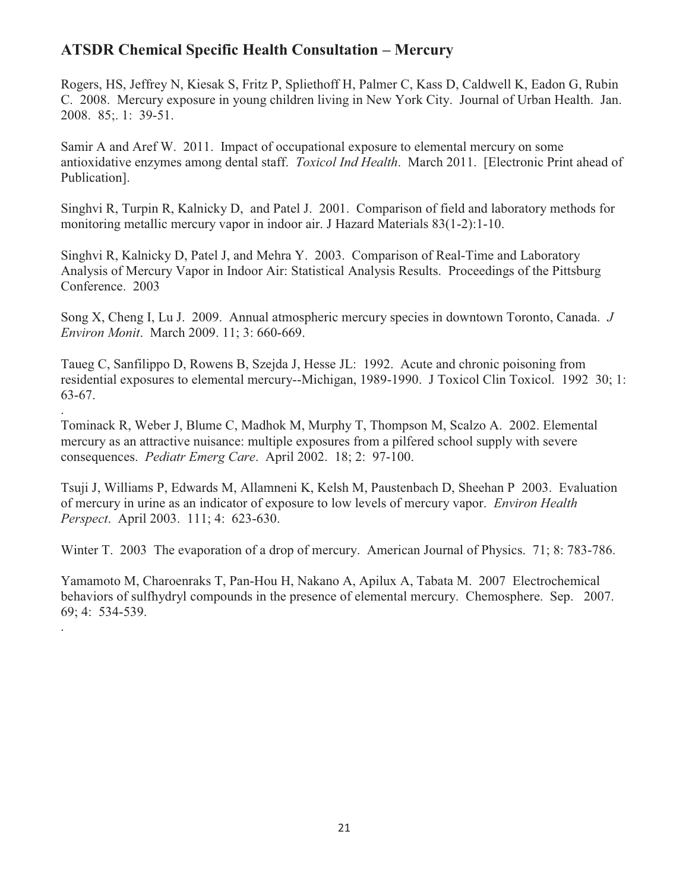Rogers, HS, Jeffrey N, Kiesak S, Fritz P, Spliethoff H, Palmer C, Kass D, Caldwell K, Eadon G, Rubin C. 2008. Mercury exposure in young children living in New York City. Journal of Urban Health. Jan. 2008. 85;. 1: 39-51.

Samir A and Aref W. 2011. Impact of occupational exposure to elemental mercury on some antioxidative enzymes among dental staff. *Toxicol Ind Health*. March 2011. [Electronic Print ahead of Publication].

Singhvi R, Turpin R, Kalnicky D, and Patel J. 2001. Comparison of field and laboratory methods for monitoring metallic mercury vapor in indoor air. J Hazard Materials 83(1-2):1-10.

Singhvi R, Kalnicky D, Patel J, and Mehra Y. 2003. Comparison of Real-Time and Laboratory Analysis of Mercury Vapor in Indoor Air: Statistical Analysis Results. Proceedings of the Pittsburg Conference. 2003

Song X, Cheng I, Lu J. 2009. Annual atmospheric mercury species in downtown Toronto, Canada. *J Environ Monit*. March 2009. 11; 3: 660-669.

Taueg C, Sanfilippo D, Rowens B, Szejda J, Hesse JL: 1992. Acute and chronic poisoning from residential exposures to elemental mercury--Michigan, 1989-1990. J Toxicol Clin Toxicol. 1992 30; 1: 63-67.

Tominack R, Weber J, Blume C, Madhok M, Murphy T, Thompson M, Scalzo A. 2002. Elemental mercury as an attractive nuisance: multiple exposures from a pilfered school supply with severe consequences. *Pediatr Emerg Care*. April 2002. 18; 2: 97-100.

Tsuji J, Williams P, Edwards M, Allamneni K, Kelsh M, Paustenbach D, Sheehan P 2003. Evaluation of mercury in urine as an indicator of exposure to low levels of mercury vapor. *Environ Health Perspect*. April 2003. 111; 4: 623-630.

Winter T. 2003 The evaporation of a drop of mercury. American Journal of Physics. 71; 8: 783-786.

Yamamoto M, Charoenraks T, Pan-Hou H, Nakano A, Apilux A, Tabata M. 2007 Electrochemical behaviors of sulfhydryl compounds in the presence of elemental mercury. Chemosphere. Sep. 2007. 69; 4: 534-539.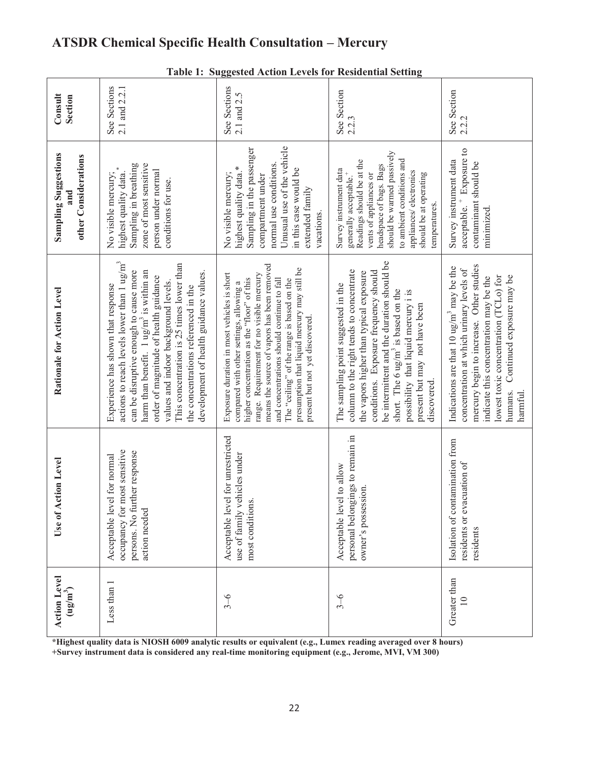# ATSDR Chemical Specific Health Consultation – Mercury

**Table 1: Suggested Action Levels for Residential Setting**

| Action Level ($ug/m^3$) | Use of Action Level | Rationale for Action Level | Sampling Suggestions and other Considerations | Consult Section |
|---|---|---|---|---|
| Less than 1 | Acceptable level for normal occupancy for most sensitive persons. No further response action needed | Experience has shown that response actions to reach levels lower than 1 $ug/m^3$ can be disruptive enough to cause more harm than benefit. 1 $ug/m^3$ is within an order of magnitude of health guidance values and indoor background levels. This concentration is 25 times lower than the concentrations referenced in the development of health guidance values. | No visible mercury; * highest quality data. Sampling in breathing zone of most sensitive person under normal conditions for use. | See Sections 2.1 and 2.2.1 |
| 3–6 | Acceptable level for unrestricted use of family vehicles under most conditions. | Exposure duration in most vehicles is short compared with other settings, allowing a higher concentration as the "floor" of this range. Requirement for no visible mercury means the source of vapors has been removed and concentrations should continue to fall. The "ceiling" of the range is based on the presumption that liquid mercury may still be present but not yet discovered. | No visible mercury; highest quality data.* Sampling in the passenger compartment under normal use conditions. Unusual use of the vehicle in this case would be extended family vacations. | See Sections 2.1 and 2.5 |
| 3–6 | Acceptable level to allow personal belongings to remain in owner's possession. | The sampling point suggested in the column to the right tends to concentrate the vapors higher than typical exposure conditions. Exposure frequency should be intermittent and the duration should be short. The 6 $ug/m^3$ is based on the possibility that liquid mercury i is present but may not have been discovered. | Survey instrument data generally acceptable.+ Readings should be at the vents of appliances or headspace of bags. Bags should be warmed passively to ambient conditions and appliances/ electronics should be at operating temperatures. | See Section 2.2.3 |
| Greater than 10 | Isolation of contamination from residents or evacuation of residents | Indications are that 10 $ug/m^3$ may be the concentration at which urinary levels of mercury begin to increase. Other studies indicate this concentration may be the lowest toxic concentration (TCLo) for humans. Continued exposure may be harmful. | Survey instrument data acceptable. + Exposure to contaminant should be minimized. | See Section 2.2.2 |

**\*Highest quality data is NIOSH 6009 analytic results or equivalent (e.g., Lumex reading averaged over 8 hours)**
**+Survey instrument data is considered any real-time monitoring equipment (e.g., Jerome, MVI, VM 300)**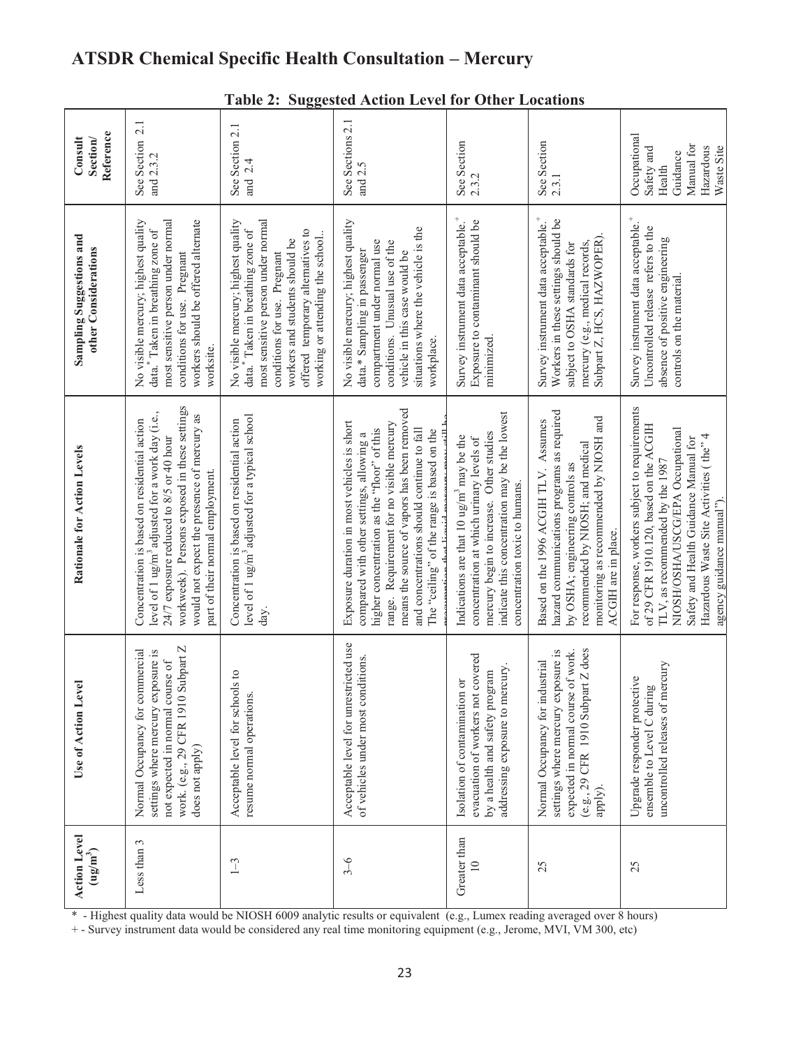# ATSDR Chemical Specific Health Consultation – Mercury

**Table 2: Suggested Action Level for Other Locations**

| Action Level (ug/m$^3$) | Use of Action Level | Rationale for Action Levels | Sampling Suggestions and other Considerations | Consult Section/ Reference |
|---|---|---|---|---|
| Less than 3 | Normal Occupancy for commercial settings where mercury exposure is not expected in normal course of work. (e.g., 29 CFR 1910 Subpart Z does not apply) | Concentration is based on residential action level of 1 ug/m$^3$ adjusted for a work day (i.e., 24/7 exposure reduced to 8/5 or 40 hour workweek). Persons exposed in these settings would not expect the presence of mercury as part of their normal employment. | No visible mercury; highest quality data.* Taken in breathing zone of most sensitive person under normal conditions for use. Pregnant workers should be offered alternate worksite. | See Section 2.1 and 2.3.2 |
| 1–3 | Acceptable level for schools to resume normal operations. | Concentration is based on residential action level of 1 ug/m$^3$ adjusted for a typical school day. | No visible mercury; highest quality data.* Taken in breathing zone of most sensitive person under normal conditions for use. Pregnant workers and students should be offered temporary alternatives to working or attending the school.. | See Section 2.1 and 2.4 |
| 3–6 | Acceptable level for unrestricted use of vehicles under most conditions. | Exposure duration in most vehicles is short compared with other settings, allowing a higher concentration as the "floor" of this range. Requirement for no visible mercury means the source of vapors has been removed and concentrations should continue to fall The "ceiling" of the range is based on the assumption that liquid mercury may still be | No visible mercury; highest quality data.* Sampling in passenger compartment under normal use conditions. Unusual use of the vehicle in this case would be situations where the vehicle is the workplace. | See Sections 2.1 and 2.5 |
| Greater than 10 | Isolation of contamination or evacuation of workers not covered by a health and safety program addressing exposure to mercury. | Indications are that 10 ug/m$^3$ may be the concentration at which urinary levels of mercury begin to increase. Other studies indicate this concentration may be the lowest concentration toxic to humans. | Survey instrument data acceptable.+ Exposure to contaminant should be minimized. | See Section 2.3.2 |
| 25 | Normal Occupancy for industrial settings where mercury exposure is expected in normal course of work. (e.g., 29 CFR 1910 Subpart Z does apply). | Based on the 1996 ACGIH TLV. Assumes hazard communications programs as required by OSHA; engineering controls as recommended by NIOSH; and medical monitoring as recommended by NIOSH and ACGIH are in place. | Survey instrument data acceptable.+ Workers in these settings should be subject to OSHA standards for mercury (e.g., medical records, Subpart Z, HCS, HAZWOPER). | See Section 2.3.1 |
| 25 | Upgrade responder protective ensemble to Level C during uncontrolled releases of mercury | For response, workers subject to requirements of 29 CFR 1910.120, based on the ACGIH TLV, as recommended by the 1987 NIOSH/OSHA/USCG/EPA Occupational Safety and Health Guidance Manual for Hazardous Waste Site Activities ( the" 4 agency guidance manual"). | Survey instrument data acceptable.+ Uncontrolled release refers to the absence of positive engineering controls on the material. | Occupational Safety and Health Guidance Manual for Hazardous Waste Site |

\* - Highest quality data would be NIOSH 6009 analytic results or equivalent (e.g., Lumex reading averaged over 8 hours)

\+ - Survey instrument data would be considered any real time monitoring equipment (e.g., Jerome, MVI, VM 300, etc)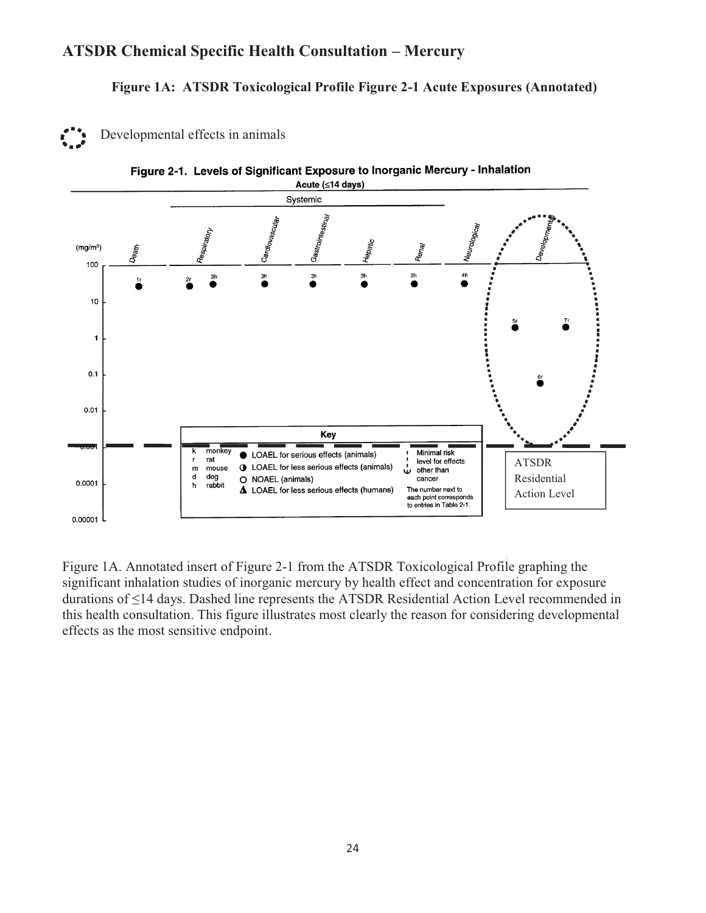**Figure 1A: ATSDR Toxicological Profile Figure 2-1 Acute Exposures (Annotated)**

Developmental effects in animals

**Figure 2-1. Levels of Significant Exposure to Inorganic Mercury - Inhalation**

Acute (≤14 days)

ATSDR Residential Action Level

Figure 1A. Annotated insert of Figure 2-1 from the ATSDR Toxicological Profile graphing the significant inhalation studies of inorganic mercury by health effect and concentration for exposure durations of ≤14 days. Dashed line represents the ATSDR Residential Action Level recommended in this health consultation. This figure illustrates most clearly the reason for considering developmental effects as the most sensitive endpoint.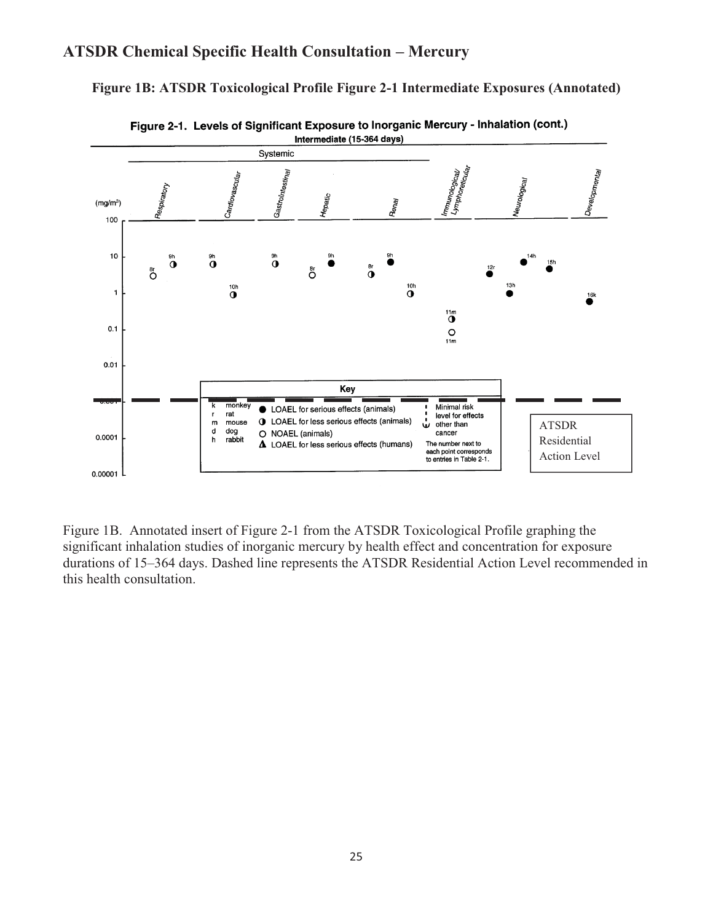## ATSDR Chemical Specific Health Consultation – Mercury

### Figure 1B: ATSDR Toxicological Profile Figure 2-1 Intermediate Exposures (Annotated)

Figure 2-1. Levels of Significant Exposure to Inorganic Mercury - Inhalation (cont.)

Intermediate (15-364 days)

Systemic

Respiratory, Cardiovascular, Gastrointestinal, Hepatic, Renal, Immunological/Lymphoreticular, Neurological, Developmental

(mg/m³)

100, 10, 1, 0.1, 0.01, 0.001, 0.0001, 0.00001

Key

k monkey; r rat; m mouse; d dog; h rabbit

● LOAEL for serious effects (animals)
◑ LOAEL for less serious effects (animals)
○ NOAEL (animals)
▲ LOAEL for less serious effects (humans)

Minimal risk level for effects other than cancer

The number next to each point corresponds to entries in Table 2-1.

ATSDR Residential Action Level

Figure 1B. Annotated insert of Figure 2-1 from the ATSDR Toxicological Profile graphing the significant inhalation studies of inorganic mercury by health effect and concentration for exposure durations of 15–364 days. Dashed line represents the ATSDR Residential Action Level recommended in this health consultation.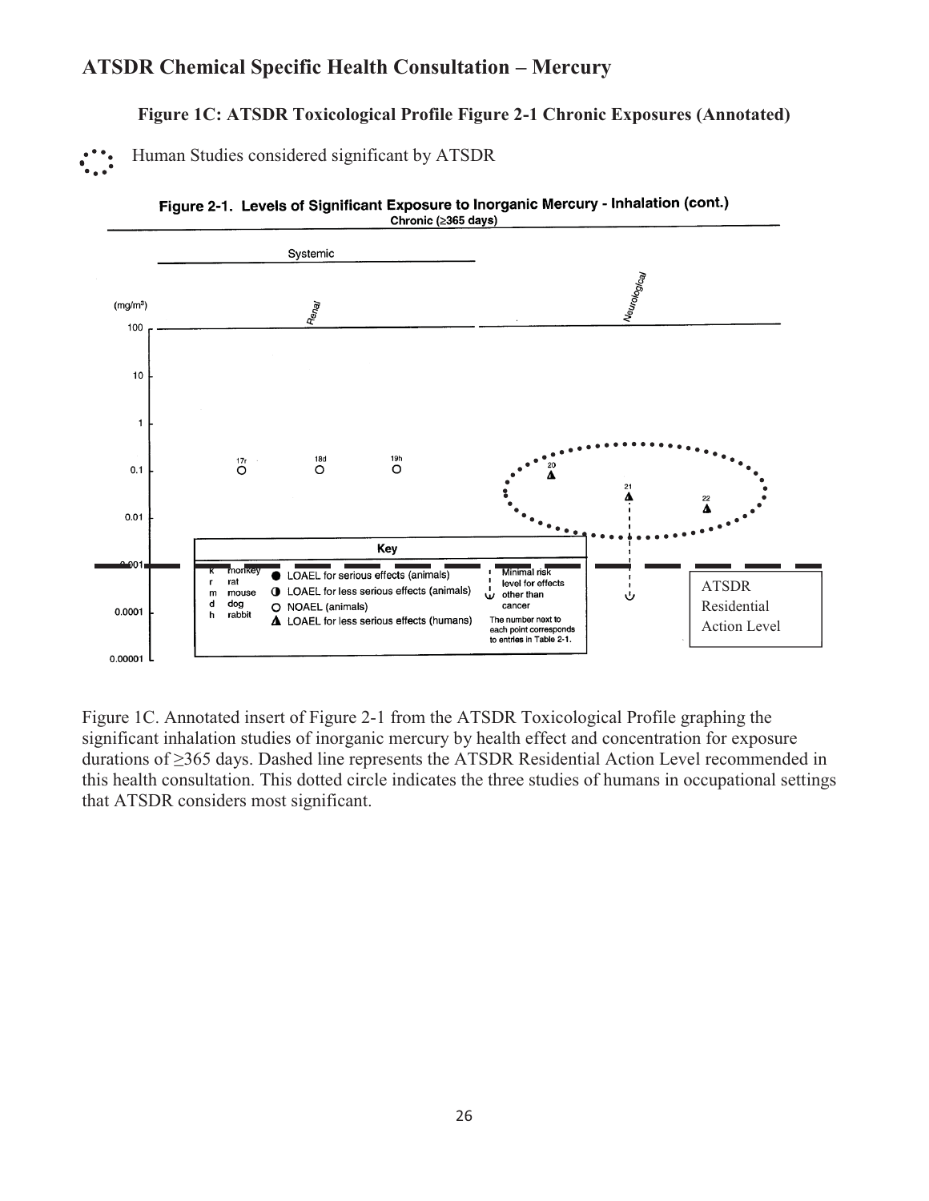## ATSDR Chemical Specific Health Consultation – Mercury

**Figure 1C: ATSDR Toxicological Profile Figure 2-1 Chronic Exposures (Annotated)**

Human Studies considered significant by ATSDR

**Figure 2-1. Levels of Significant Exposure to Inorganic Mercury - Inhalation (cont.)**
**Chronic (≥365 days)**

Systemic

Renal

Neurological

(mg/m³)

100

10

1

0.1

0.01

0.001

0.0001

0.00001

17r

18d

19h

20

21

22

Key

k monkey
r rat
m mouse
d dog
h rabbit

LOAEL for serious effects (animals)
LOAEL for less serious effects (animals)
NOAEL (animals)
LOAEL for less serious effects (humans)

Minimal risk level for effects other than cancer

The number next to each point corresponds to entries in Table 2-1.

ATSDR Residential Action Level

Figure 1C. Annotated insert of Figure 2-1 from the ATSDR Toxicological Profile graphing the significant inhalation studies of inorganic mercury by health effect and concentration for exposure durations of ≥365 days. Dashed line represents the ATSDR Residential Action Level recommended in this health consultation. This dotted circle indicates the three studies of humans in occupational settings that ATSDR considers most significant.